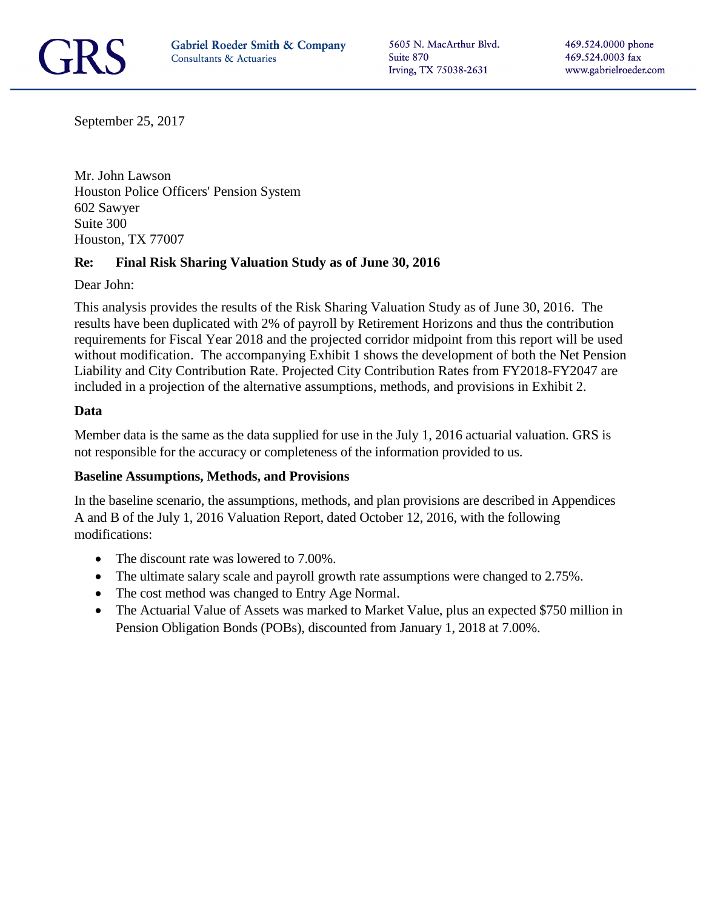GRS Gabriel Roeder Smith & Company
Consultants & Actuaries

5605 N. MacArthur Blvd.
Suite 870
Irving, TX 75038-2631

469.524.0000 phone
469.524.0003 fax
www.gabrielroeder.com

September 25, 2017

Mr. John Lawson
Houston Police Officers' Pension System
602 Sawyer
Suite 300
Houston, TX 77007

**Re: Final Risk Sharing Valuation Study as of June 30, 2016**

Dear John:

This analysis provides the results of the Risk Sharing Valuation Study as of June 30, 2016. The results have been duplicated with 2% of payroll by Retirement Horizons and thus the contribution requirements for Fiscal Year 2018 and the projected corridor midpoint from this report will be used without modification. The accompanying Exhibit 1 shows the development of both the Net Pension Liability and City Contribution Rate. Projected City Contribution Rates from FY2018-FY2047 are included in a projection of the alternative assumptions, methods, and provisions in Exhibit 2.

**Data**

Member data is the same as the data supplied for use in the July 1, 2016 actuarial valuation. GRS is not responsible for the accuracy or completeness of the information provided to us.

**Baseline Assumptions, Methods, and Provisions**

In the baseline scenario, the assumptions, methods, and plan provisions are described in Appendices A and B of the July 1, 2016 Valuation Report, dated October 12, 2016, with the following modifications:

- The discount rate was lowered to 7.00%.
- The ultimate salary scale and payroll growth rate assumptions were changed to 2.75%.
- The cost method was changed to Entry Age Normal.
- The Actuarial Value of Assets was marked to Market Value, plus an expected $750 million in Pension Obligation Bonds (POBs), discounted from January 1, 2018 at 7.00%.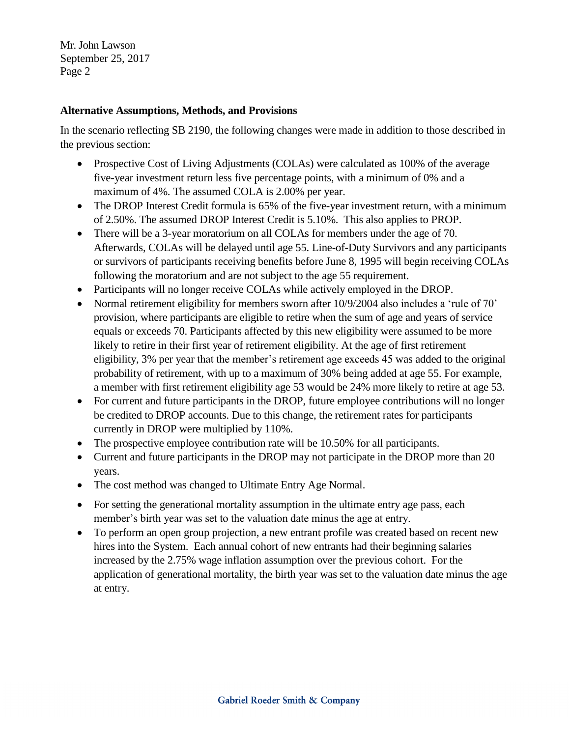## Alternative Assumptions, Methods, and Provisions

In the scenario reflecting SB 2190, the following changes were made in addition to those described in the previous section:

- Prospective Cost of Living Adjustments (COLAs) were calculated as 100% of the average five-year investment return less five percentage points, with a minimum of 0% and a maximum of 4%. The assumed COLA is 2.00% per year.
- The DROP Interest Credit formula is 65% of the five-year investment return, with a minimum of 2.50%. The assumed DROP Interest Credit is 5.10%. This also applies to PROP.
- There will be a 3-year moratorium on all COLAs for members under the age of 70. Afterwards, COLAs will be delayed until age 55. Line-of-Duty Survivors and any participants or survivors of participants receiving benefits before June 8, 1995 will begin receiving COLAs following the moratorium and are not subject to the age 55 requirement.
- Participants will no longer receive COLAs while actively employed in the DROP.
- Normal retirement eligibility for members sworn after 10/9/2004 also includes a 'rule of 70' provision, where participants are eligible to retire when the sum of age and years of service equals or exceeds 70. Participants affected by this new eligibility were assumed to be more likely to retire in their first year of retirement eligibility. At the age of first retirement eligibility, 3% per year that the member's retirement age exceeds 45 was added to the original probability of retirement, with up to a maximum of 30% being added at age 55. For example, a member with first retirement eligibility age 53 would be 24% more likely to retire at age 53.
- For current and future participants in the DROP, future employee contributions will no longer be credited to DROP accounts. Due to this change, the retirement rates for participants currently in DROP were multiplied by 110%.
- The prospective employee contribution rate will be 10.50% for all participants.
- Current and future participants in the DROP may not participate in the DROP more than 20 years.
- The cost method was changed to Ultimate Entry Age Normal.
- For setting the generational mortality assumption in the ultimate entry age pass, each member's birth year was set to the valuation date minus the age at entry.
- To perform an open group projection, a new entrant profile was created based on recent new hires into the System. Each annual cohort of new entrants had their beginning salaries increased by the 2.75% wage inflation assumption over the previous cohort. For the application of generational mortality, the birth year was set to the valuation date minus the age at entry.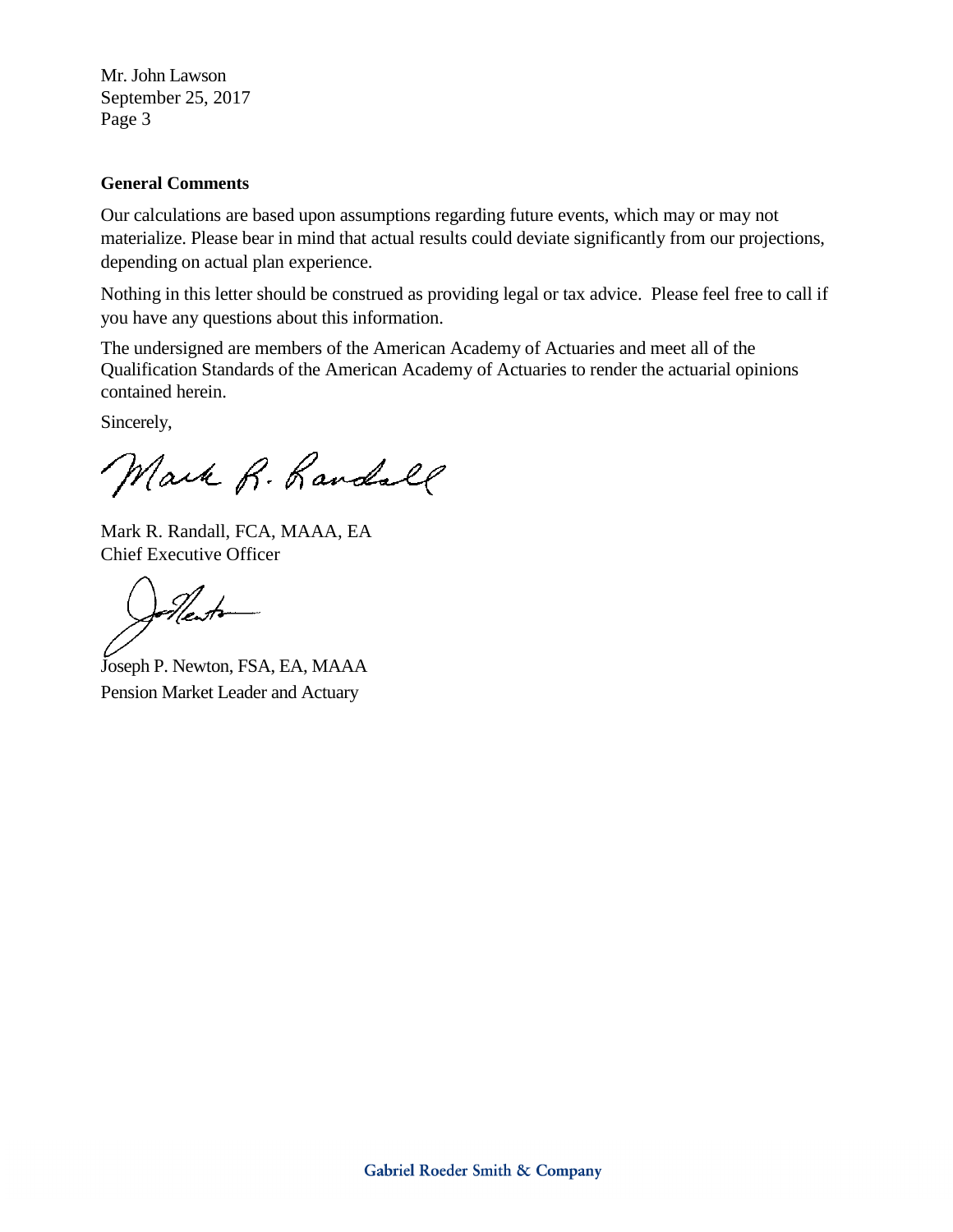Mr. John Lawson
September 25, 2017

**General Comments**

Our calculations are based upon assumptions regarding future events, which may or may not materialize. Please bear in mind that actual results could deviate significantly from our projections, depending on actual plan experience.

Nothing in this letter should be construed as providing legal or tax advice. Please feel free to call if you have any questions about this information.

The undersigned are members of the American Academy of Actuaries and meet all of the Qualification Standards of the American Academy of Actuaries to render the actuarial opinions contained herein.

Sincerely,

Mark R. Randall, FCA, MAAA, EA
Chief Executive Officer

Joseph P. Newton, FSA, EA, MAAA
Pension Market Leader and Actuary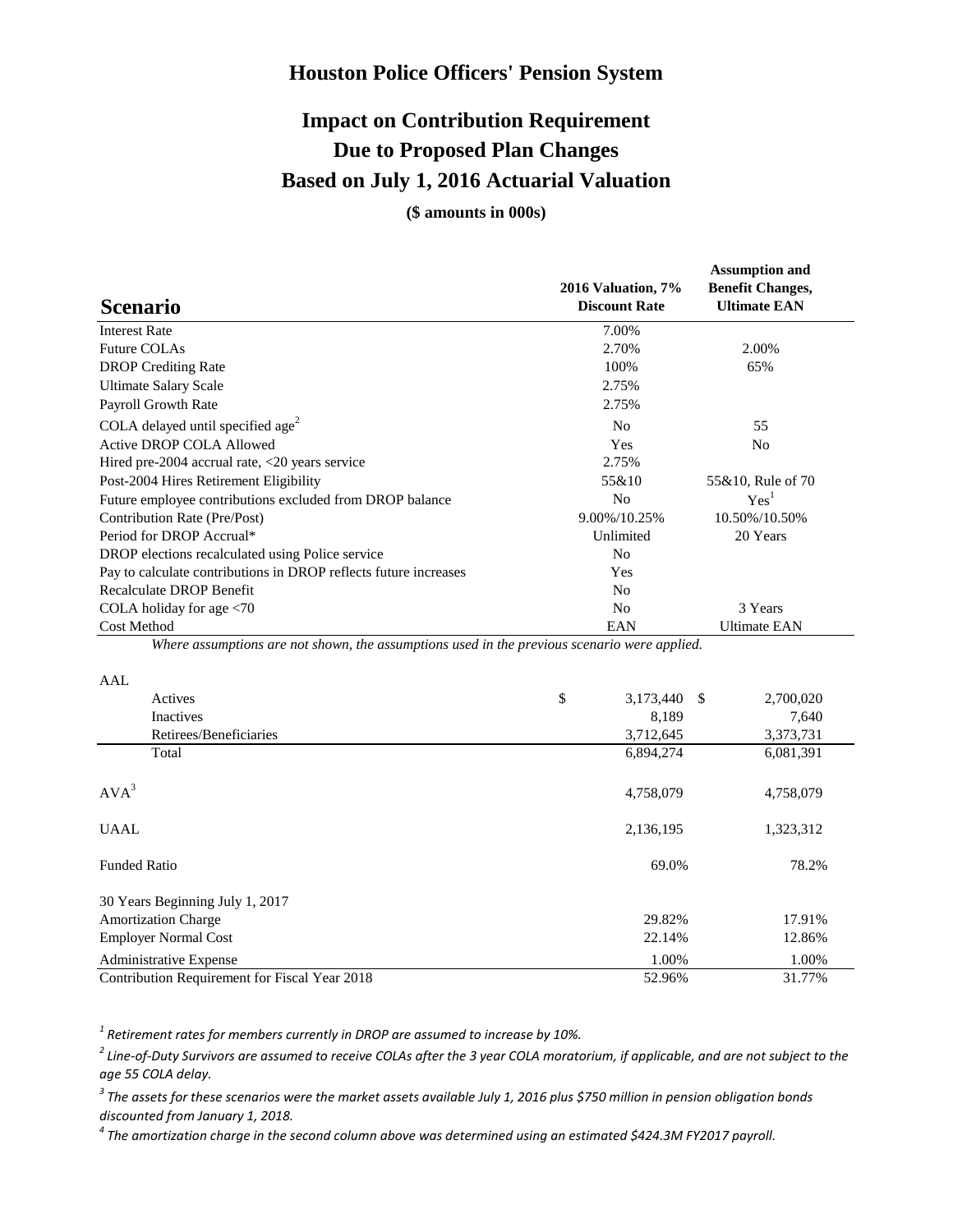# Houston Police Officers' Pension System

## Impact on Contribution Requirement
## Due to Proposed Plan Changes
## Based on July 1, 2016 Actuarial Valuation

**($ amounts in 000s)**

| Scenario | 2016 Valuation, 7% Discount Rate | Assumption and Benefit Changes, Ultimate EAN |
|---|---|---|
| Interest Rate | 7.00% | |
| Future COLAs | 2.70% | 2.00% |
| DROP Crediting Rate | 100% | 65% |
| Ultimate Salary Scale | 2.75% | |
| Payroll Growth Rate | 2.75% | |
| COLA delayed until specified age[2] | No | 55 |
| Active DROP COLA Allowed | Yes | No |
| Hired pre-2004 accrual rate, <20 years service | 2.75% | |
| Post-2004 Hires Retirement Eligibility | 55&10 | 55&10, Rule of 70 |
| Future employee contributions excluded from DROP balance | No | Yes[1] |
| Contribution Rate (Pre/Post) | 9.00%/10.25% | 10.50%/10.50% |
| Period for DROP Accrual* | Unlimited | 20 Years |
| DROP elections recalculated using Police service | No | |
| Pay to calculate contributions in DROP reflects future increases | Yes | |
| Recalculate DROP Benefit | No | |
| COLA holiday for age <70 | No | 3 Years |
| Cost Method | EAN | Ultimate EAN |

*Where assumptions are not shown, the assumptions used in the previous scenario were applied.*

| | 2016 Valuation, 7% Discount Rate | Assumption and Benefit Changes, Ultimate EAN |
|---|---|---|
| AAL | | |
| Actives | $ 3,173,440 | $ 2,700,020 |
| Inactives | 8,189 | 7,640 |
| Retirees/Beneficiaries | 3,712,645 | 3,373,731 |
| Total | 6,894,274 | 6,081,391 |
| AVA[3] | 4,758,079 | 4,758,079 |
| UAAL | 2,136,195 | 1,323,312 |
| Funded Ratio | 69.0% | 78.2% |
| 30 Years Beginning July 1, 2017 | | |
| Amortization Charge | 29.82% | 17.91% |
| Employer Normal Cost | 22.14% | 12.86% |
| Administrative Expense | 1.00% | 1.00% |
| Contribution Requirement for Fiscal Year 2018 | 52.96% | 31.77% |

*[1] Retirement rates for members currently in DROP are assumed to increase by 10%.*

*[2] Line-of-Duty Survivors are assumed to receive COLAs after the 3 year COLA moratorium, if applicable, and are not subject to the age 55 COLA delay.*

*[3] The assets for these scenarios were the market assets available July 1, 2016 plus $750 million in pension obligation bonds discounted from January 1, 2018.*

*[4] The amortization charge in the second column above was determined using an estimated $424.3M FY2017 payroll.*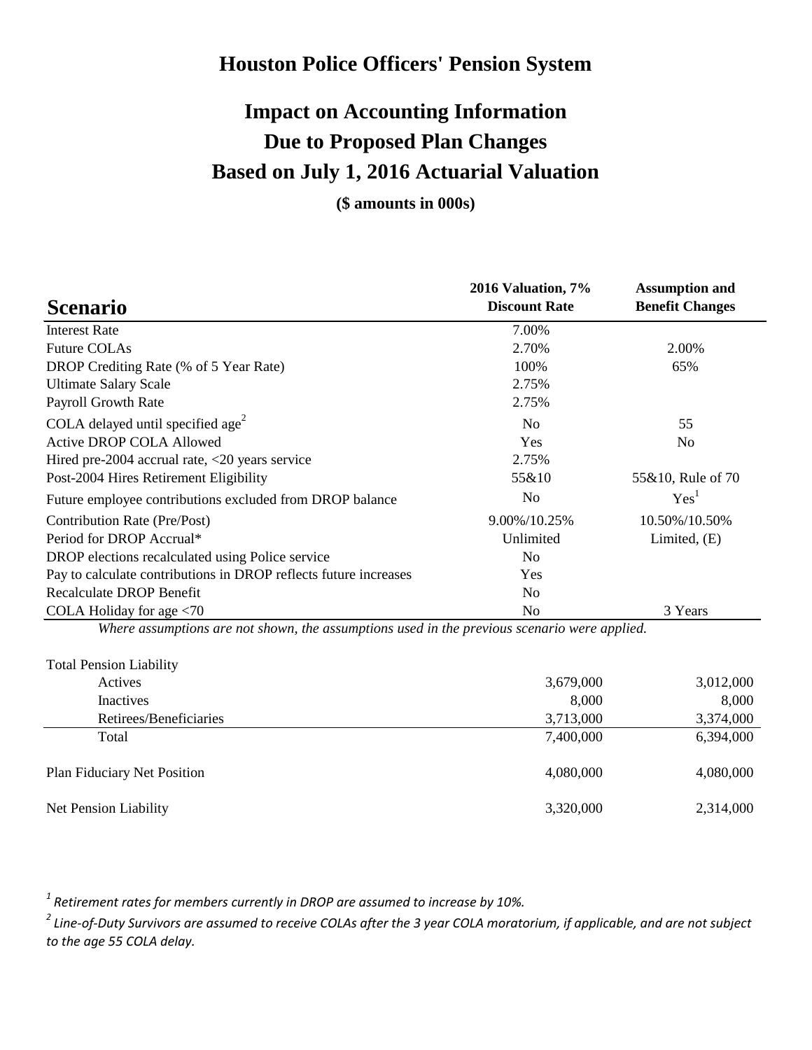# Houston Police Officers' Pension System

## Impact on Accounting Information Due to Proposed Plan Changes Based on July 1, 2016 Actuarial Valuation

**($ amounts in 000s)**

| Scenario | 2016 Valuation, 7% Discount Rate | Assumption and Benefit Changes |
|---|---|---|
| Interest Rate | 7.00% | |
| Future COLAs | 2.70% | 2.00% |
| DROP Crediting Rate (% of 5 Year Rate) | 100% | 65% |
| Ultimate Salary Scale | 2.75% | |
| Payroll Growth Rate | 2.75% | |
| COLA delayed until specified age[2] | No | 55 |
| Active DROP COLA Allowed | Yes | No |
| Hired pre-2004 accrual rate, <20 years service | 2.75% | |
| Post-2004 Hires Retirement Eligibility | 55&10 | 55&10, Rule of 70 |
| Future employee contributions excluded from DROP balance | No | Yes[1] |
| Contribution Rate (Pre/Post) | 9.00%/10.25% | 10.50%/10.50% |
| Period for DROP Accrual* | Unlimited | Limited, (E) |
| DROP elections recalculated using Police service | No | |
| Pay to calculate contributions in DROP reflects future increases | Yes | |
| Recalculate DROP Benefit | No | |
| COLA Holiday for age <70 | No | 3 Years |

*Where assumptions are not shown, the assumptions used in the previous scenario were applied.*

| | 2016 Valuation, 7% Discount Rate | Assumption and Benefit Changes |
|---|---|---|
| Total Pension Liability | | |
| Actives | 3,679,000 | 3,012,000 |
| Inactives | 8,000 | 8,000 |
| Retirees/Beneficiaries | 3,713,000 | 3,374,000 |
| Total | 7,400,000 | 6,394,000 |
| Plan Fiduciary Net Position | 4,080,000 | 4,080,000 |
| Net Pension Liability | 3,320,000 | 2,314,000 |

*[1] Retirement rates for members currently in DROP are assumed to increase by 10%.*

*[2] Line-of-Duty Survivors are assumed to receive COLAs after the 3 year COLA moratorium, if applicable, and are not subject to the age 55 COLA delay.*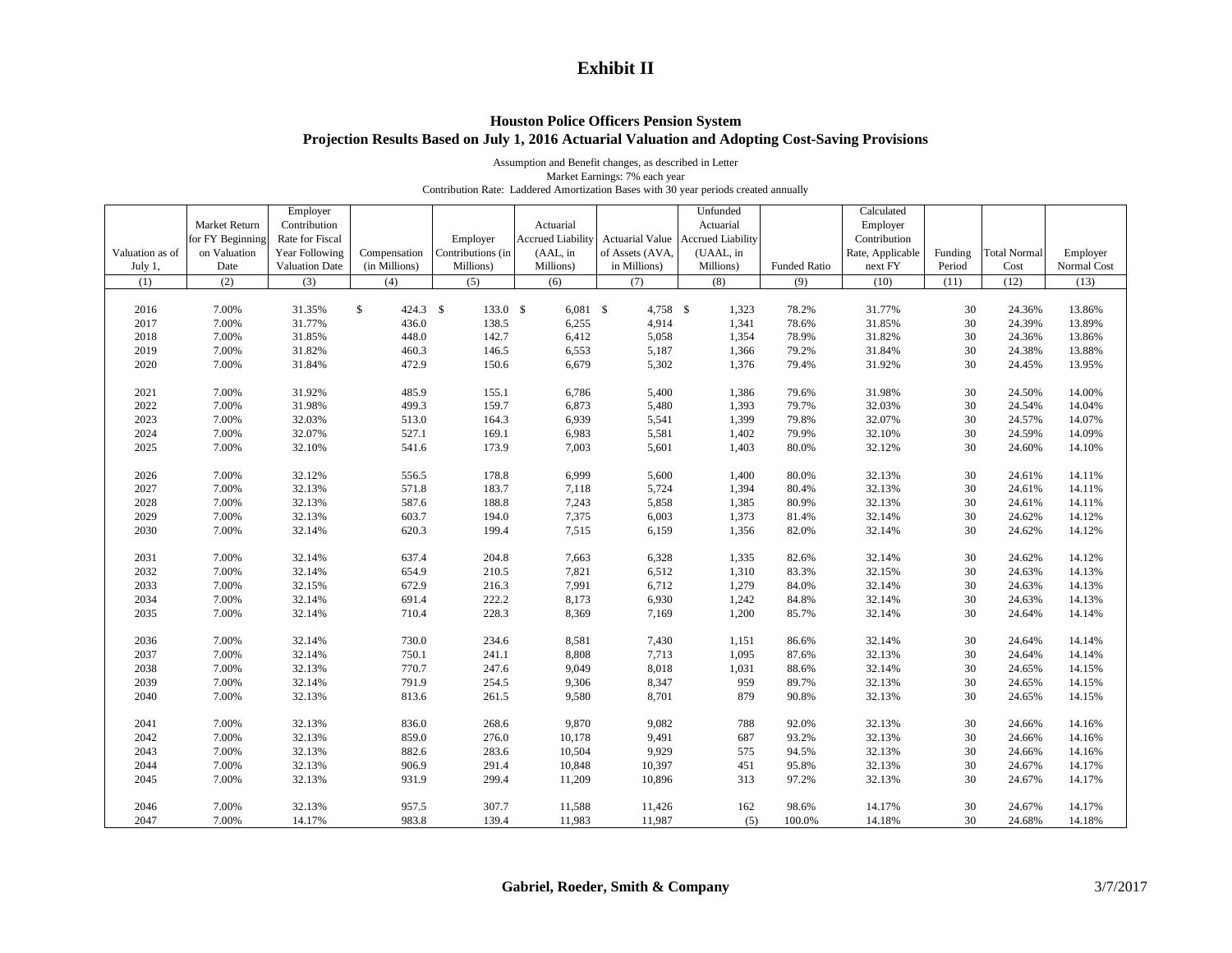# Exhibit II

## Houston Police Officers Pension System

### Projection Results Based on July 1, 2016 Actuarial Valuation and Adopting Cost-Saving Provisions

Assumption and Benefit changes, as described in Letter
Market Earnings: 7% each year
Contribution Rate: Laddered Amortization Bases with 30 year periods created annually

| Valuation as of July 1, | Market Return for FY Beginning on Valuation Date | Employer Contribution Rate for Fiscal Year Following Valuation Date | Compensation (in Millions) | Employer Contributions (in Millions) | Actuarial Accrued Liability (AAL, in Millions) | Actuarial Value of Assets (AVA, in Millions) | Unfunded Actuarial Accrued Liability (UAAL, in Millions) | Funded Ratio | Calculated Employer Contribution Rate, Applicable next FY | Funding Period | Total Normal Cost | Employer Normal Cost |
|---|---|---|---|---|---|---|---|---|---|---|---|---|
| (1) | (2) | (3) | (4) | (5) | (6) | (7) | (8) | (9) | (10) | (11) | (12) | (13) |
| 2016 | 7.00% | 31.35% | $ 424.3 | $ 133.0 | $ 6,081 | $ 4,758 | $ 1,323 | 78.2% | 31.77% | 30 | 24.36% | 13.86% |
| 2017 | 7.00% | 31.77% | 436.0 | 138.5 | 6,255 | 4,914 | 1,341 | 78.6% | 31.85% | 30 | 24.39% | 13.89% |
| 2018 | 7.00% | 31.85% | 448.0 | 142.7 | 6,412 | 5,058 | 1,354 | 78.9% | 31.82% | 30 | 24.36% | 13.86% |
| 2019 | 7.00% | 31.82% | 460.3 | 146.5 | 6,553 | 5,187 | 1,366 | 79.2% | 31.84% | 30 | 24.38% | 13.88% |
| 2020 | 7.00% | 31.84% | 472.9 | 150.6 | 6,679 | 5,302 | 1,376 | 79.4% | 31.92% | 30 | 24.45% | 13.95% |
| 2021 | 7.00% | 31.92% | 485.9 | 155.1 | 6,786 | 5,400 | 1,386 | 79.6% | 31.98% | 30 | 24.50% | 14.00% |
| 2022 | 7.00% | 31.98% | 499.3 | 159.7 | 6,873 | 5,480 | 1,393 | 79.7% | 32.03% | 30 | 24.54% | 14.04% |
| 2023 | 7.00% | 32.03% | 513.0 | 164.3 | 6,939 | 5,541 | 1,399 | 79.8% | 32.07% | 30 | 24.57% | 14.07% |
| 2024 | 7.00% | 32.07% | 527.1 | 169.1 | 6,983 | 5,581 | 1,402 | 79.9% | 32.10% | 30 | 24.59% | 14.09% |
| 2025 | 7.00% | 32.10% | 541.6 | 173.9 | 7,003 | 5,601 | 1,403 | 80.0% | 32.12% | 30 | 24.60% | 14.10% |
| 2026 | 7.00% | 32.12% | 556.5 | 178.8 | 6,999 | 5,600 | 1,400 | 80.0% | 32.13% | 30 | 24.61% | 14.11% |
| 2027 | 7.00% | 32.13% | 571.8 | 183.7 | 7,118 | 5,724 | 1,394 | 80.4% | 32.13% | 30 | 24.61% | 14.11% |
| 2028 | 7.00% | 32.13% | 587.6 | 188.8 | 7,243 | 5,858 | 1,385 | 80.9% | 32.13% | 30 | 24.61% | 14.11% |
| 2029 | 7.00% | 32.13% | 603.7 | 194.0 | 7,375 | 6,003 | 1,373 | 81.4% | 32.14% | 30 | 24.62% | 14.12% |
| 2030 | 7.00% | 32.14% | 620.3 | 199.4 | 7,515 | 6,159 | 1,356 | 82.0% | 32.14% | 30 | 24.62% | 14.12% |
| 2031 | 7.00% | 32.14% | 637.4 | 204.8 | 7,663 | 6,328 | 1,335 | 82.6% | 32.14% | 30 | 24.62% | 14.12% |
| 2032 | 7.00% | 32.14% | 654.9 | 210.5 | 7,821 | 6,512 | 1,310 | 83.3% | 32.15% | 30 | 24.63% | 14.13% |
| 2033 | 7.00% | 32.15% | 672.9 | 216.3 | 7,991 | 6,712 | 1,279 | 84.0% | 32.14% | 30 | 24.63% | 14.13% |
| 2034 | 7.00% | 32.14% | 691.4 | 222.2 | 8,173 | 6,930 | 1,242 | 84.8% | 32.14% | 30 | 24.63% | 14.13% |
| 2035 | 7.00% | 32.14% | 710.4 | 228.3 | 8,369 | 7,169 | 1,200 | 85.7% | 32.14% | 30 | 24.64% | 14.14% |
| 2036 | 7.00% | 32.14% | 730.0 | 234.6 | 8,581 | 7,430 | 1,151 | 86.6% | 32.14% | 30 | 24.64% | 14.14% |
| 2037 | 7.00% | 32.14% | 750.1 | 241.1 | 8,808 | 7,713 | 1,095 | 87.6% | 32.13% | 30 | 24.64% | 14.14% |
| 2038 | 7.00% | 32.13% | 770.7 | 247.6 | 9,049 | 8,018 | 1,031 | 88.6% | 32.14% | 30 | 24.65% | 14.15% |
| 2039 | 7.00% | 32.14% | 791.9 | 254.5 | 9,306 | 8,347 | 959 | 89.7% | 32.13% | 30 | 24.65% | 14.15% |
| 2040 | 7.00% | 32.13% | 813.6 | 261.5 | 9,580 | 8,701 | 879 | 90.8% | 32.13% | 30 | 24.65% | 14.15% |
| 2041 | 7.00% | 32.13% | 836.0 | 268.6 | 9,870 | 9,082 | 788 | 92.0% | 32.13% | 30 | 24.66% | 14.16% |
| 2042 | 7.00% | 32.13% | 859.0 | 276.0 | 10,178 | 9,491 | 687 | 93.2% | 32.13% | 30 | 24.66% | 14.16% |
| 2043 | 7.00% | 32.13% | 882.6 | 283.6 | 10,504 | 9,929 | 575 | 94.5% | 32.13% | 30 | 24.66% | 14.16% |
| 2044 | 7.00% | 32.13% | 906.9 | 291.4 | 10,848 | 10,397 | 451 | 95.8% | 32.13% | 30 | 24.67% | 14.17% |
| 2045 | 7.00% | 32.13% | 931.9 | 299.4 | 11,209 | 10,896 | 313 | 97.2% | 32.13% | 30 | 24.67% | 14.17% |
| 2046 | 7.00% | 32.13% | 957.5 | 307.7 | 11,588 | 11,426 | 162 | 98.6% | 14.17% | 30 | 24.67% | 14.17% |
| 2047 | 7.00% | 14.17% | 983.8 | 139.4 | 11,983 | 11,987 | (5) | 100.0% | 14.18% | 30 | 24.68% | 14.18% |

**Gabriel, Roeder, Smith & Company** 3/7/2017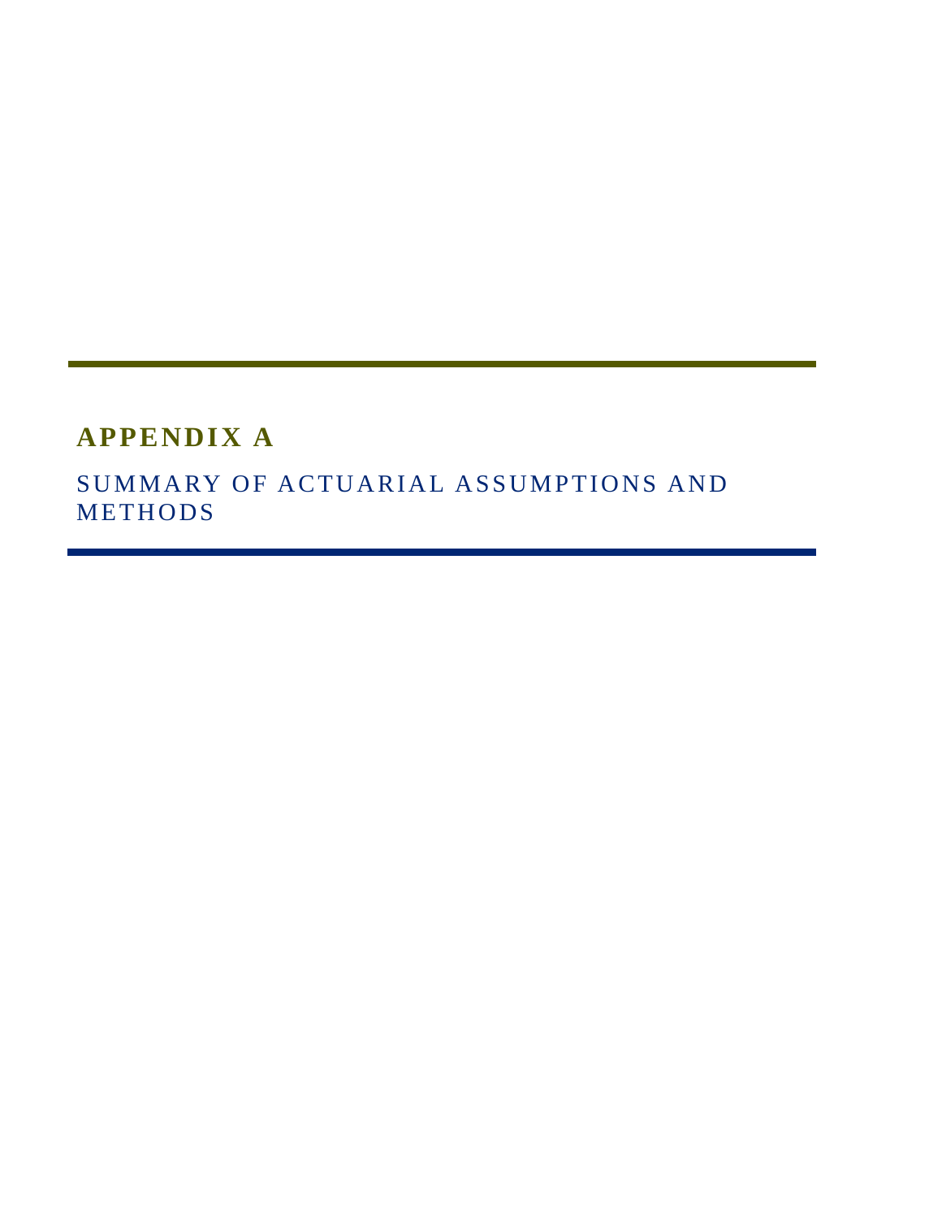# APPENDIX A

## SUMMARY OF ACTUARIAL ASSUMPTIONS AND METHODS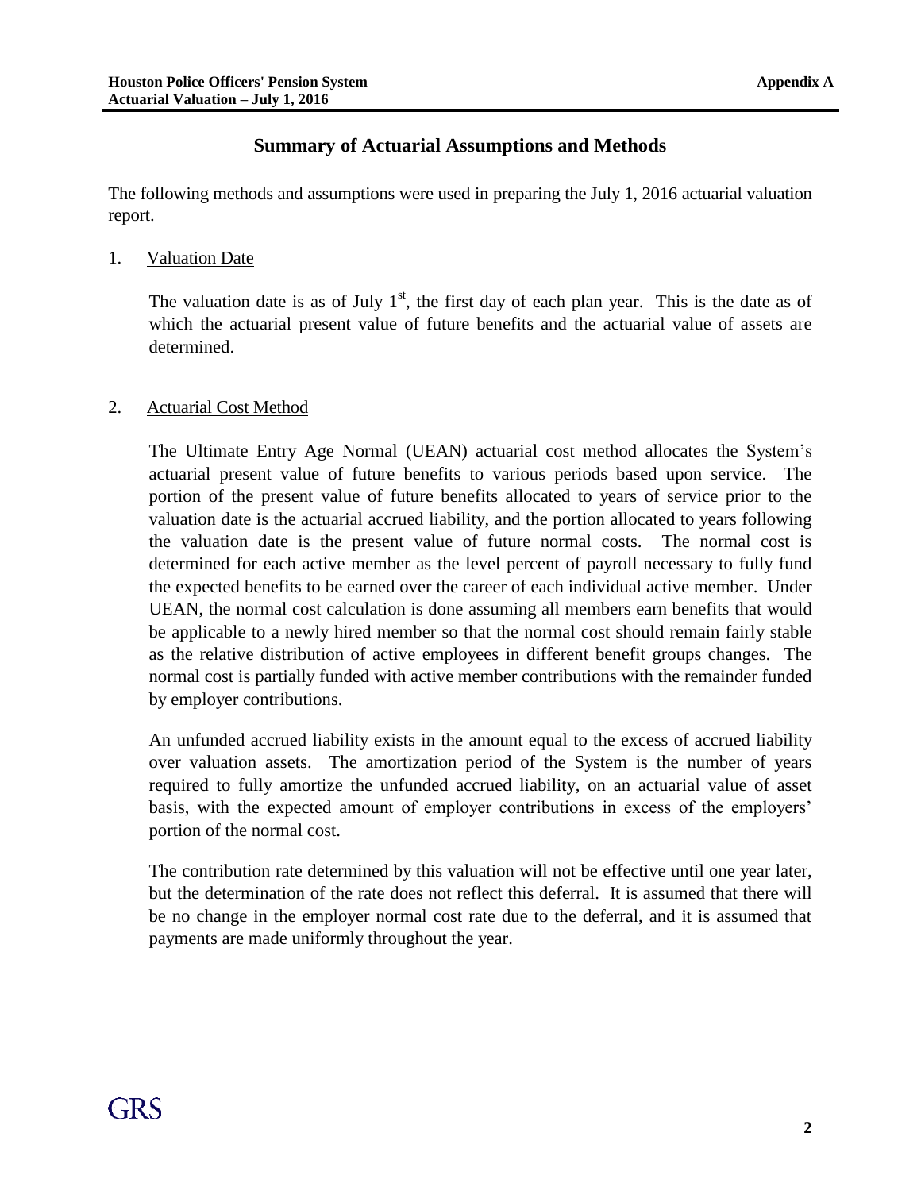## Summary of Actuarial Assumptions and Methods

The following methods and assumptions were used in preparing the July 1, 2016 actuarial valuation report.

1. Valuation Date

   The valuation date is as of July 1st, the first day of each plan year. This is the date as of which the actuarial present value of future benefits and the actuarial value of assets are determined.

2. Actuarial Cost Method

   The Ultimate Entry Age Normal (UEAN) actuarial cost method allocates the System's actuarial present value of future benefits to various periods based upon service. The portion of the present value of future benefits allocated to years of service prior to the valuation date is the actuarial accrued liability, and the portion allocated to years following the valuation date is the present value of future normal costs. The normal cost is determined for each active member as the level percent of payroll necessary to fully fund the expected benefits to be earned over the career of each individual active member. Under UEAN, the normal cost calculation is done assuming all members earn benefits that would be applicable to a newly hired member so that the normal cost should remain fairly stable as the relative distribution of active employees in different benefit groups changes. The normal cost is partially funded with active member contributions with the remainder funded by employer contributions.

   An unfunded accrued liability exists in the amount equal to the excess of accrued liability over valuation assets. The amortization period of the System is the number of years required to fully amortize the unfunded accrued liability, on an actuarial value of asset basis, with the expected amount of employer contributions in excess of the employers' portion of the normal cost.

   The contribution rate determined by this valuation will not be effective until one year later, but the determination of the rate does not reflect this deferral. It is assumed that there will be no change in the employer normal cost rate due to the deferral, and it is assumed that payments are made uniformly throughout the year.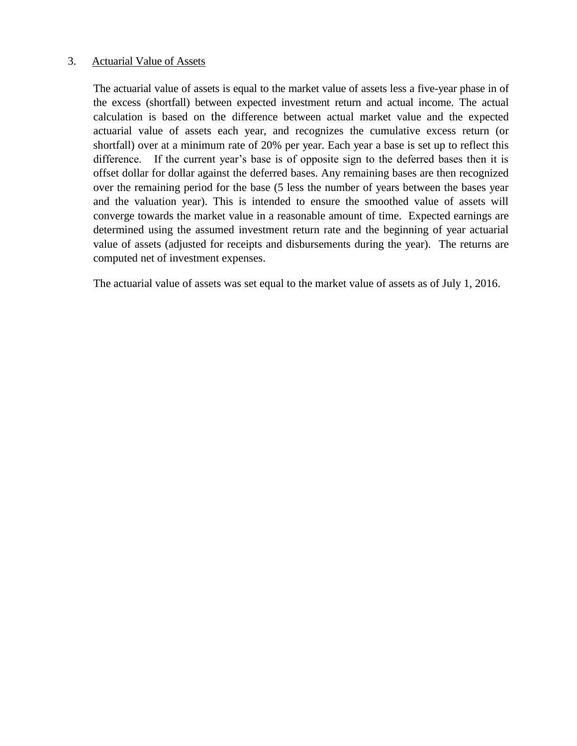3. Actuarial Value of Assets

The actuarial value of assets is equal to the market value of assets less a five-year phase in of the excess (shortfall) between expected investment return and actual income. The actual calculation is based on the difference between actual market value and the expected actuarial value of assets each year, and recognizes the cumulative excess return (or shortfall) over at a minimum rate of 20% per year. Each year a base is set up to reflect this difference. If the current year's base is of opposite sign to the deferred bases then it is offset dollar for dollar against the deferred bases. Any remaining bases are then recognized over the remaining period for the base (5 less the number of years between the bases year and the valuation year). This is intended to ensure the smoothed value of assets will converge towards the market value in a reasonable amount of time. Expected earnings are determined using the assumed investment return rate and the beginning of year actuarial value of assets (adjusted for receipts and disbursements during the year). The returns are computed net of investment expenses.

The actuarial value of assets was set equal to the market value of assets as of July 1, 2016.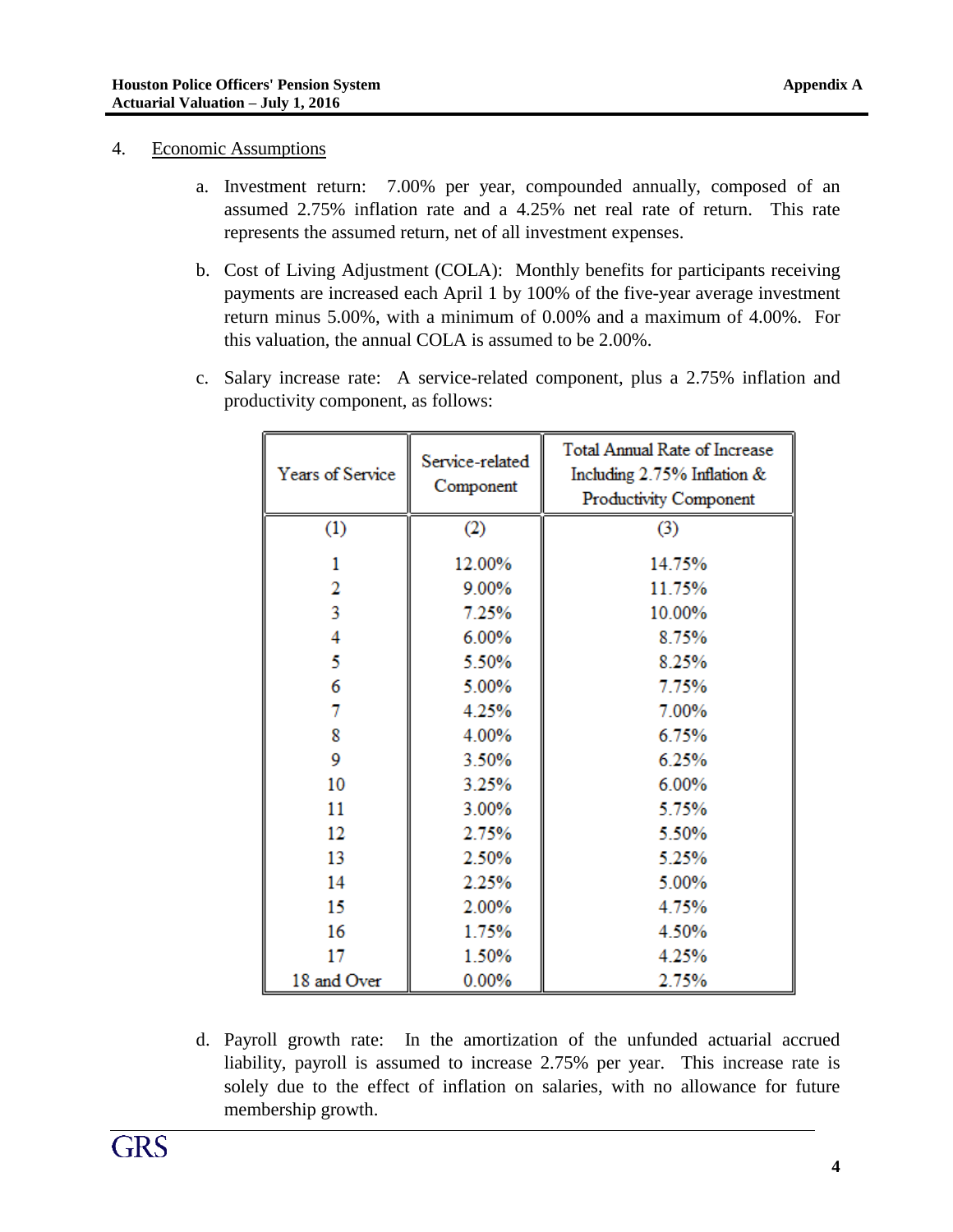4. <u>Economic Assumptions</u>

   a. Investment return: 7.00% per year, compounded annually, composed of an assumed 2.75% inflation rate and a 4.25% net real rate of return. This rate represents the assumed return, net of all investment expenses.

   b. Cost of Living Adjustment (COLA): Monthly benefits for participants receiving payments are increased each April 1 by 100% of the five-year average investment return minus 5.00%, with a minimum of 0.00% and a maximum of 4.00%. For this valuation, the annual COLA is assumed to be 2.00%.

   c. Salary increase rate: A service-related component, plus a 2.75% inflation and productivity component, as follows:

| Years of Service | Service-related Component | Total Annual Rate of Increase Including 2.75% Inflation & Productivity Component |
|---|---|---|
| (1) | (2) | (3) |
| 1 | 12.00% | 14.75% |
| 2 | 9.00% | 11.75% |
| 3 | 7.25% | 10.00% |
| 4 | 6.00% | 8.75% |
| 5 | 5.50% | 8.25% |
| 6 | 5.00% | 7.75% |
| 7 | 4.25% | 7.00% |
| 8 | 4.00% | 6.75% |
| 9 | 3.50% | 6.25% |
| 10 | 3.25% | 6.00% |
| 11 | 3.00% | 5.75% |
| 12 | 2.75% | 5.50% |
| 13 | 2.50% | 5.25% |
| 14 | 2.25% | 5.00% |
| 15 | 2.00% | 4.75% |
| 16 | 1.75% | 4.50% |
| 17 | 1.50% | 4.25% |
| 18 and Over | 0.00% | 2.75% |

   d. Payroll growth rate: In the amortization of the unfunded actuarial accrued liability, payroll is assumed to increase 2.75% per year. This increase rate is solely due to the effect of inflation on salaries, with no allowance for future membership growth.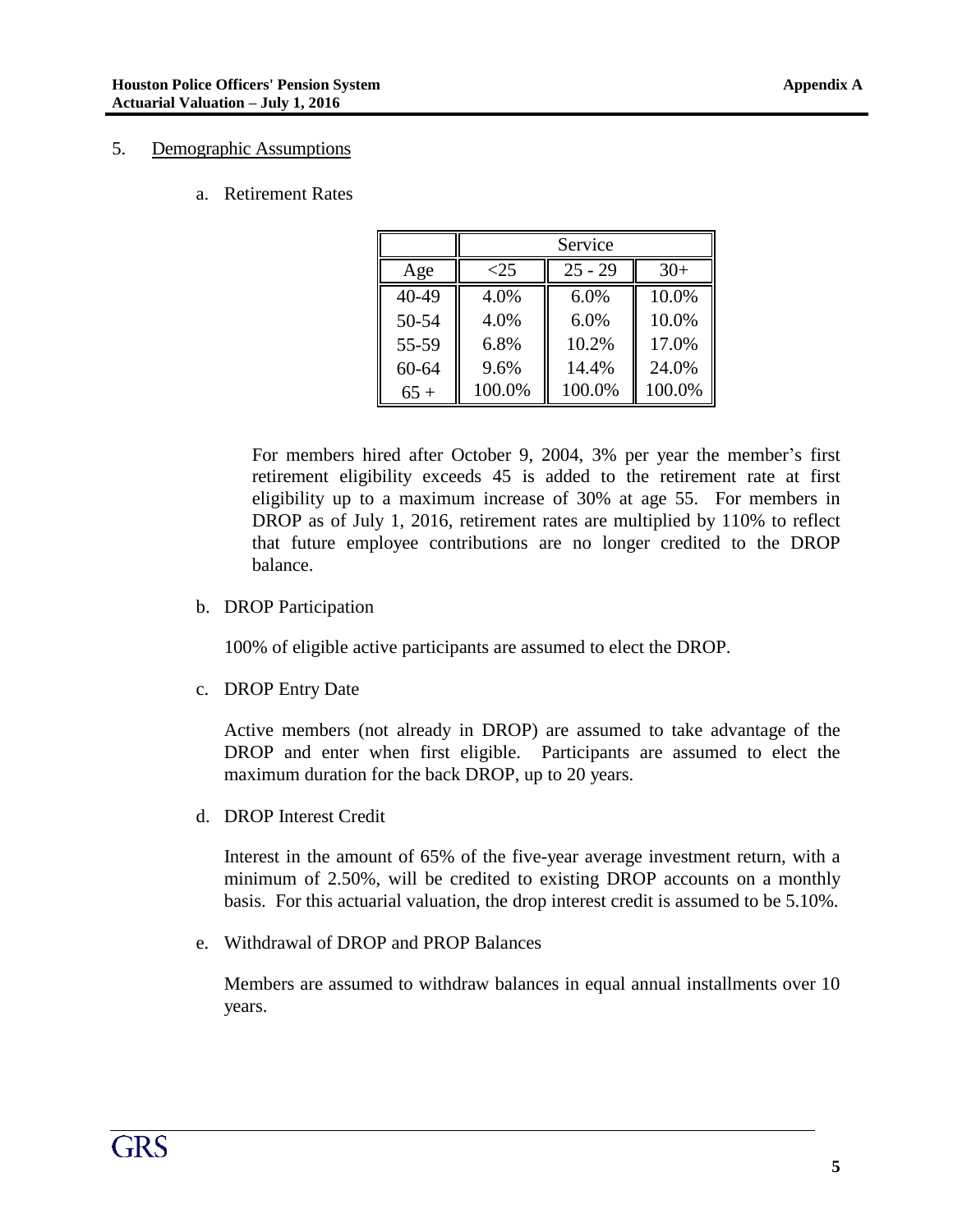## 5. Demographic Assumptions

### a. Retirement Rates

| | Service | | |
|---|---|---|---|
| Age | <25 | 25 - 29 | 30+ |
| 40-49 | 4.0% | 6.0% | 10.0% |
| 50-54 | 4.0% | 6.0% | 10.0% |
| 55-59 | 6.8% | 10.2% | 17.0% |
| 60-64 | 9.6% | 14.4% | 24.0% |
| 65 + | 100.0% | 100.0% | 100.0% |

For members hired after October 9, 2004, 3% per year the member's first retirement eligibility exceeds 45 is added to the retirement rate at first eligibility up to a maximum increase of 30% at age 55. For members in DROP as of July 1, 2016, retirement rates are multiplied by 110% to reflect that future employee contributions are no longer credited to the DROP balance.

### b. DROP Participation

100% of eligible active participants are assumed to elect the DROP.

### c. DROP Entry Date

Active members (not already in DROP) are assumed to take advantage of the DROP and enter when first eligible. Participants are assumed to elect the maximum duration for the back DROP, up to 20 years.

### d. DROP Interest Credit

Interest in the amount of 65% of the five-year average investment return, with a minimum of 2.50%, will be credited to existing DROP accounts on a monthly basis. For this actuarial valuation, the drop interest credit is assumed to be 5.10%.

### e. Withdrawal of DROP and PROP Balances

Members are assumed to withdraw balances in equal annual installments over 10 years.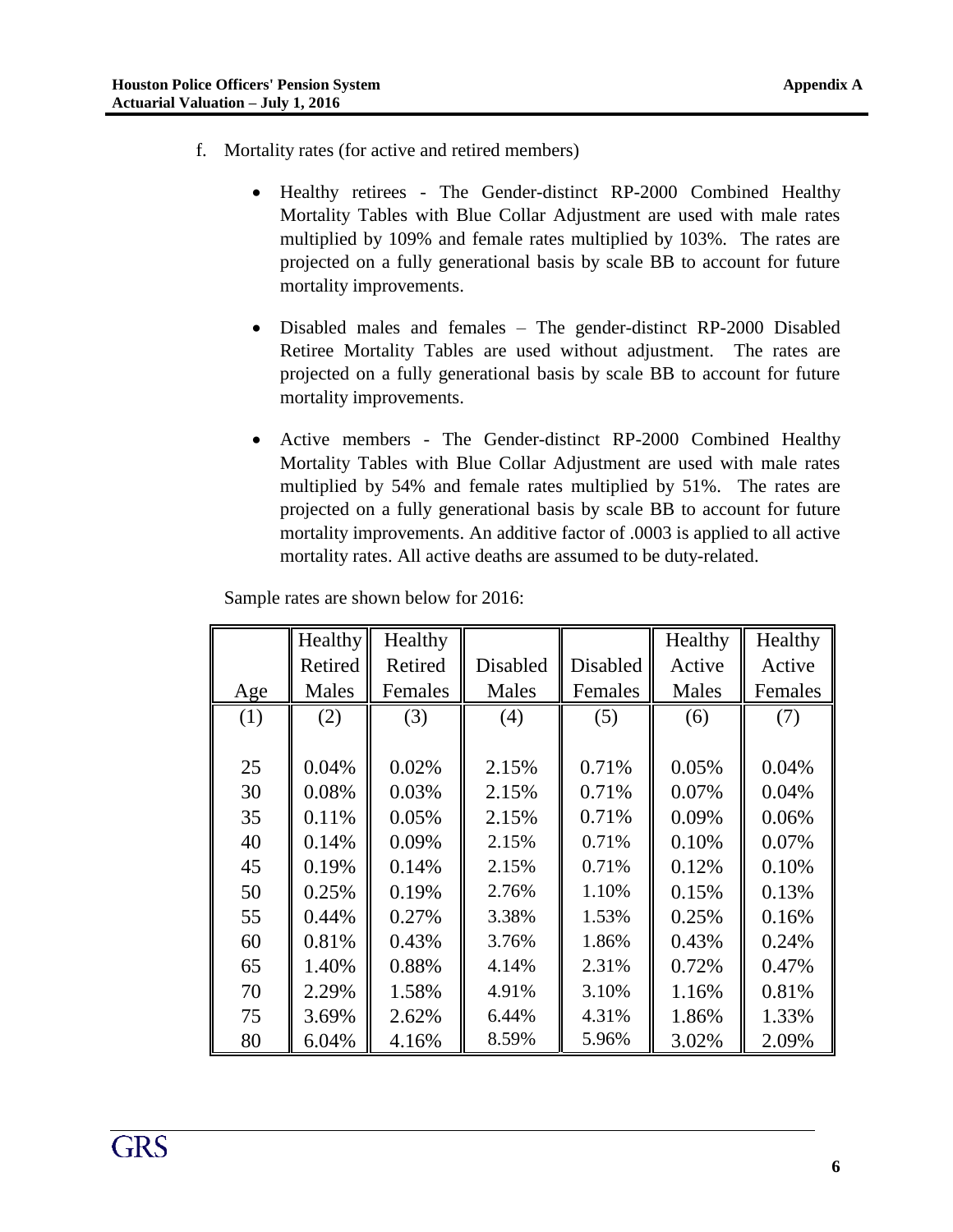f. Mortality rates (for active and retired members)

- Healthy retirees - The Gender-distinct RP-2000 Combined Healthy Mortality Tables with Blue Collar Adjustment are used with male rates multiplied by 109% and female rates multiplied by 103%. The rates are projected on a fully generational basis by scale BB to account for future mortality improvements.

- Disabled males and females – The gender-distinct RP-2000 Disabled Retiree Mortality Tables are used without adjustment. The rates are projected on a fully generational basis by scale BB to account for future mortality improvements.

- Active members - The Gender-distinct RP-2000 Combined Healthy Mortality Tables with Blue Collar Adjustment are used with male rates multiplied by 54% and female rates multiplied by 51%. The rates are projected on a fully generational basis by scale BB to account for future mortality improvements. An additive factor of .0003 is applied to all active mortality rates. All active deaths are assumed to be duty-related.

Sample rates are shown below for 2016:

| Age | Healthy Retired Males | Healthy Retired Females | Disabled Males | Disabled Females | Healthy Active Males | Healthy Active Females |
|---|---|---|---|---|---|---|
| (1) | (2) | (3) | (4) | (5) | (6) | (7) |
| 25 | 0.04% | 0.02% | 2.15% | 0.71% | 0.05% | 0.04% |
| 30 | 0.08% | 0.03% | 2.15% | 0.71% | 0.07% | 0.04% |
| 35 | 0.11% | 0.05% | 2.15% | 0.71% | 0.09% | 0.06% |
| 40 | 0.14% | 0.09% | 2.15% | 0.71% | 0.10% | 0.07% |
| 45 | 0.19% | 0.14% | 2.15% | 0.71% | 0.12% | 0.10% |
| 50 | 0.25% | 0.19% | 2.76% | 1.10% | 0.15% | 0.13% |
| 55 | 0.44% | 0.27% | 3.38% | 1.53% | 0.25% | 0.16% |
| 60 | 0.81% | 0.43% | 3.76% | 1.86% | 0.43% | 0.24% |
| 65 | 1.40% | 0.88% | 4.14% | 2.31% | 0.72% | 0.47% |
| 70 | 2.29% | 1.58% | 4.91% | 3.10% | 1.16% | 0.81% |
| 75 | 3.69% | 2.62% | 6.44% | 4.31% | 1.86% | 1.33% |
| 80 | 6.04% | 4.16% | 8.59% | 5.96% | 3.02% | 2.09% |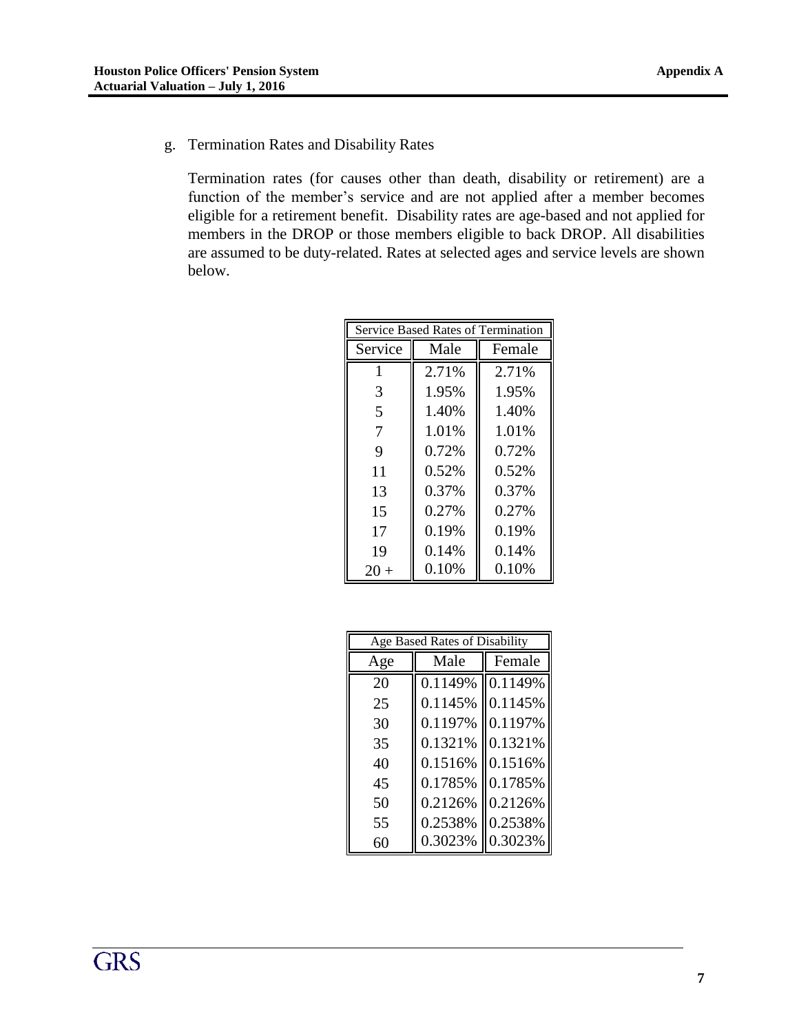g. Termination Rates and Disability Rates

Termination rates (for causes other than death, disability or retirement) are a function of the member's service and are not applied after a member becomes eligible for a retirement benefit. Disability rates are age-based and not applied for members in the DROP or those members eligible to back DROP. All disabilities are assumed to be duty-related. Rates at selected ages and service levels are shown below.

| Service Based Rates of Termination | | |
|---|---|---|
| Service | Male | Female |
| 1 | 2.71% | 2.71% |
| 3 | 1.95% | 1.95% |
| 5 | 1.40% | 1.40% |
| 7 | 1.01% | 1.01% |
| 9 | 0.72% | 0.72% |
| 11 | 0.52% | 0.52% |
| 13 | 0.37% | 0.37% |
| 15 | 0.27% | 0.27% |
| 17 | 0.19% | 0.19% |
| 19 | 0.14% | 0.14% |
| 20 + | 0.10% | 0.10% |

| Age Based Rates of Disability | | |
|---|---|---|
| Age | Male | Female |
| 20 | 0.1149% | 0.1149% |
| 25 | 0.1145% | 0.1145% |
| 30 | 0.1197% | 0.1197% |
| 35 | 0.1321% | 0.1321% |
| 40 | 0.1516% | 0.1516% |
| 45 | 0.1785% | 0.1785% |
| 50 | 0.2126% | 0.2126% |
| 55 | 0.2538% | 0.2538% |
| 60 | 0.3023% | 0.3023% |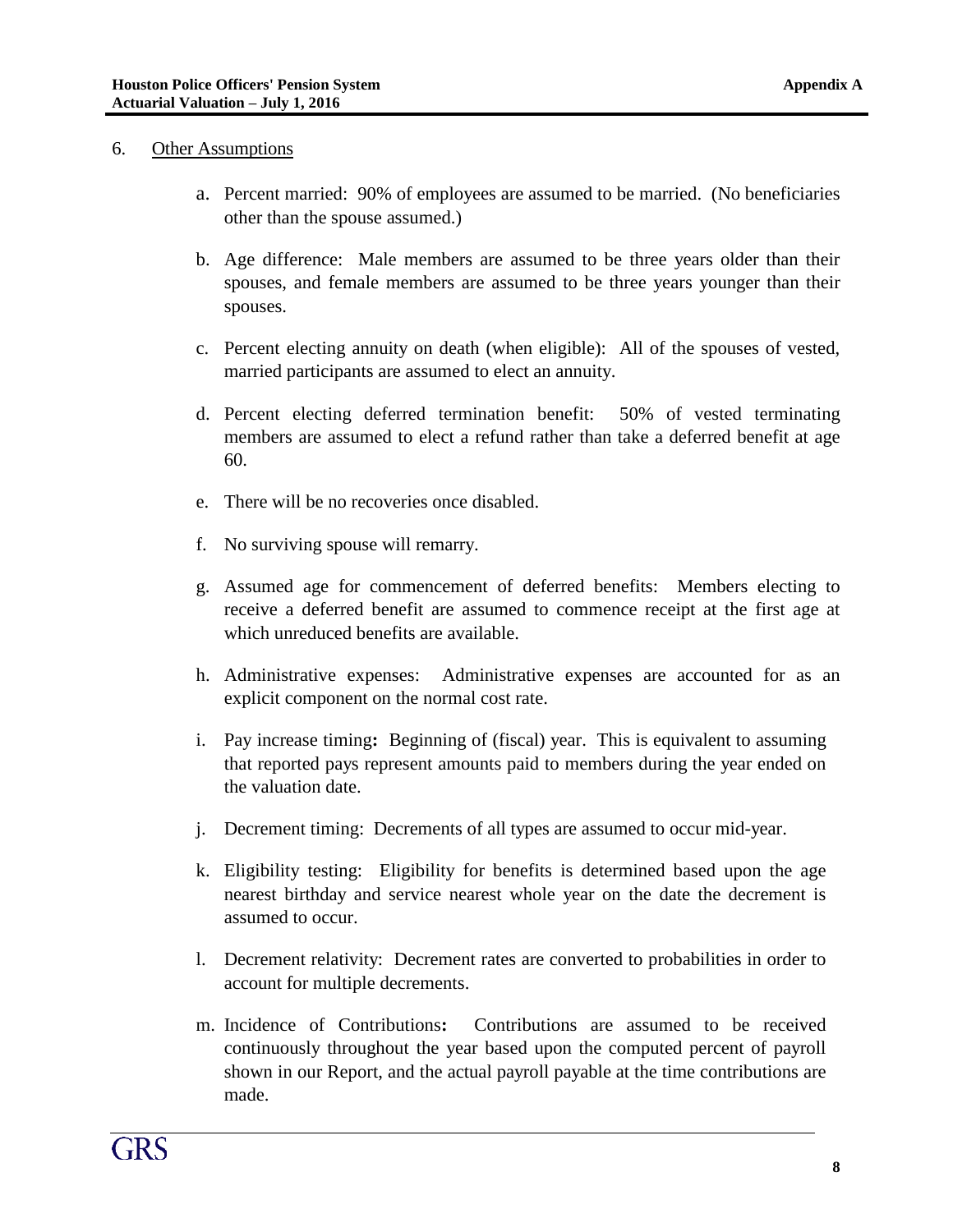6. Other Assumptions

a. Percent married: 90% of employees are assumed to be married. (No beneficiaries other than the spouse assumed.)

b. Age difference: Male members are assumed to be three years older than their spouses, and female members are assumed to be three years younger than their spouses.

c. Percent electing annuity on death (when eligible): All of the spouses of vested, married participants are assumed to elect an annuity.

d. Percent electing deferred termination benefit: 50% of vested terminating members are assumed to elect a refund rather than take a deferred benefit at age 60.

e. There will be no recoveries once disabled.

f. No surviving spouse will remarry.

g. Assumed age for commencement of deferred benefits: Members electing to receive a deferred benefit are assumed to commence receipt at the first age at which unreduced benefits are available.

h. Administrative expenses: Administrative expenses are accounted for as an explicit component on the normal cost rate.

i. Pay increase timing**:** Beginning of (fiscal) year. This is equivalent to assuming that reported pays represent amounts paid to members during the year ended on the valuation date.

j. Decrement timing: Decrements of all types are assumed to occur mid-year.

k. Eligibility testing: Eligibility for benefits is determined based upon the age nearest birthday and service nearest whole year on the date the decrement is assumed to occur.

l. Decrement relativity: Decrement rates are converted to probabilities in order to account for multiple decrements.

m. Incidence of Contributions**:** Contributions are assumed to be received continuously throughout the year based upon the computed percent of payroll shown in our Report, and the actual payroll payable at the time contributions are made.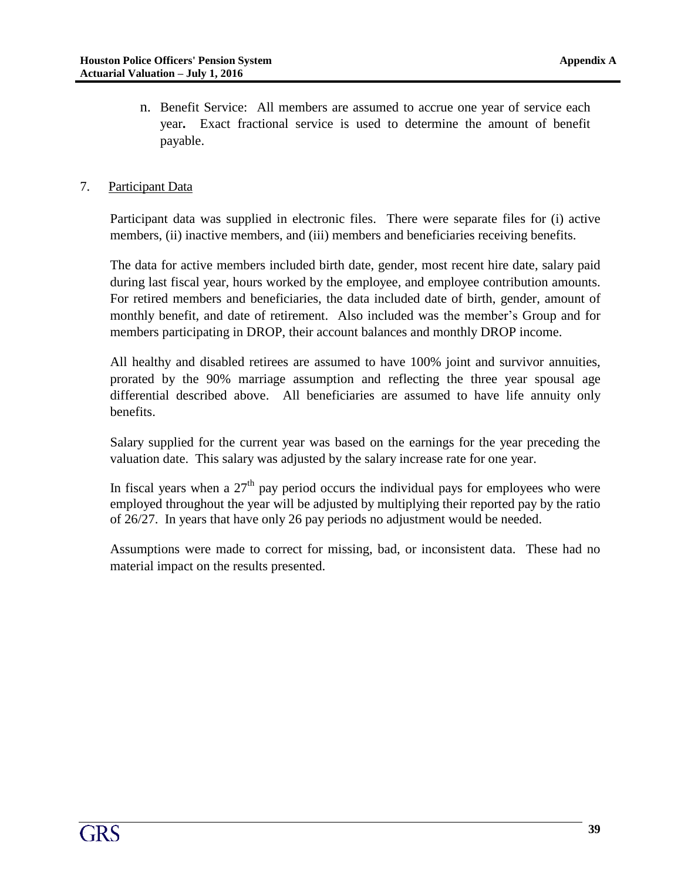n. Benefit Service: All members are assumed to accrue one year of service each year**.** Exact fractional service is used to determine the amount of benefit payable.

7. Participant Data

Participant data was supplied in electronic files. There were separate files for (i) active members, (ii) inactive members, and (iii) members and beneficiaries receiving benefits.

The data for active members included birth date, gender, most recent hire date, salary paid during last fiscal year, hours worked by the employee, and employee contribution amounts. For retired members and beneficiaries, the data included date of birth, gender, amount of monthly benefit, and date of retirement. Also included was the member's Group and for members participating in DROP, their account balances and monthly DROP income.

All healthy and disabled retirees are assumed to have 100% joint and survivor annuities, prorated by the 90% marriage assumption and reflecting the three year spousal age differential described above. All beneficiaries are assumed to have life annuity only benefits.

Salary supplied for the current year was based on the earnings for the year preceding the valuation date. This salary was adjusted by the salary increase rate for one year.

In fiscal years when a 27th pay period occurs the individual pays for employees who were employed throughout the year will be adjusted by multiplying their reported pay by the ratio of 26/27. In years that have only 26 pay periods no adjustment would be needed.

Assumptions were made to correct for missing, bad, or inconsistent data. These had no material impact on the results presented.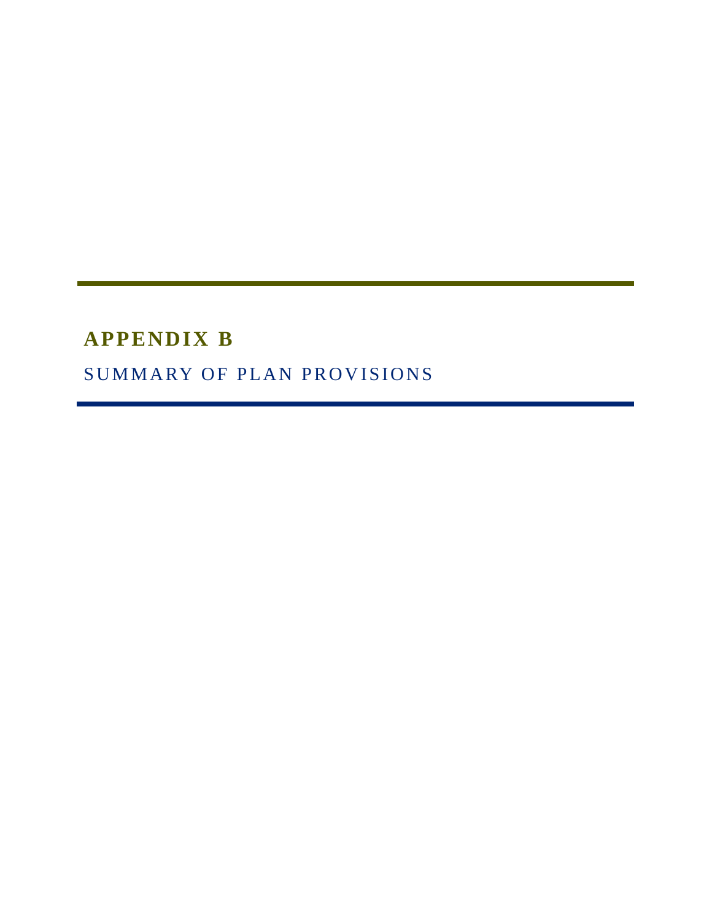# APPENDIX B

## SUMMARY OF PLAN PROVISIONS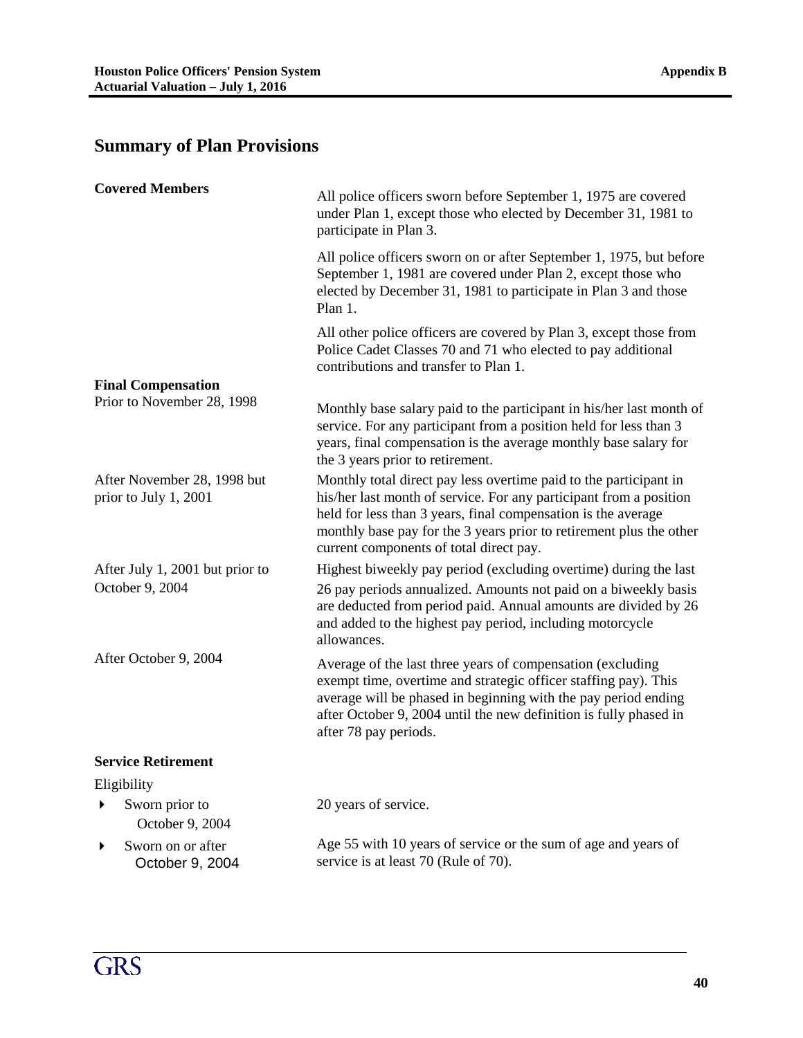## Summary of Plan Provisions

**Covered Members**

All police officers sworn before September 1, 1975 are covered under Plan 1, except those who elected by December 31, 1981 to participate in Plan 3.

All police officers sworn on or after September 1, 1975, but before September 1, 1981 are covered under Plan 2, except those who elected by December 31, 1981 to participate in Plan 3 and those Plan 1.

All other police officers are covered by Plan 3, except those from Police Cadet Classes 70 and 71 who elected to pay additional contributions and transfer to Plan 1.

**Final Compensation**

Prior to November 28, 1998

Monthly base salary paid to the participant in his/her last month of service. For any participant from a position held for less than 3 years, final compensation is the average monthly base salary for the 3 years prior to retirement.

After November 28, 1998 but prior to July 1, 2001

Monthly total direct pay less overtime paid to the participant in his/her last month of service. For any participant from a position held for less than 3 years, final compensation is the average monthly base pay for the 3 years prior to retirement plus the other current components of total direct pay.

After July 1, 2001 but prior to October 9, 2004

Highest biweekly pay period (excluding overtime) during the last 26 pay periods annualized. Amounts not paid on a biweekly basis are deducted from period paid. Annual amounts are divided by 26 and added to the highest pay period, including motorcycle allowances.

After October 9, 2004

Average of the last three years of compensation (excluding exempt time, overtime and strategic officer staffing pay). This average will be phased in beginning with the pay period ending after October 9, 2004 until the new definition is fully phased in after 78 pay periods.

**Service Retirement**

Eligibility

- Sworn prior to October 9, 2004: 20 years of service.
- Sworn on or after October 9, 2004: Age 55 with 10 years of service or the sum of age and years of service is at least 70 (Rule of 70).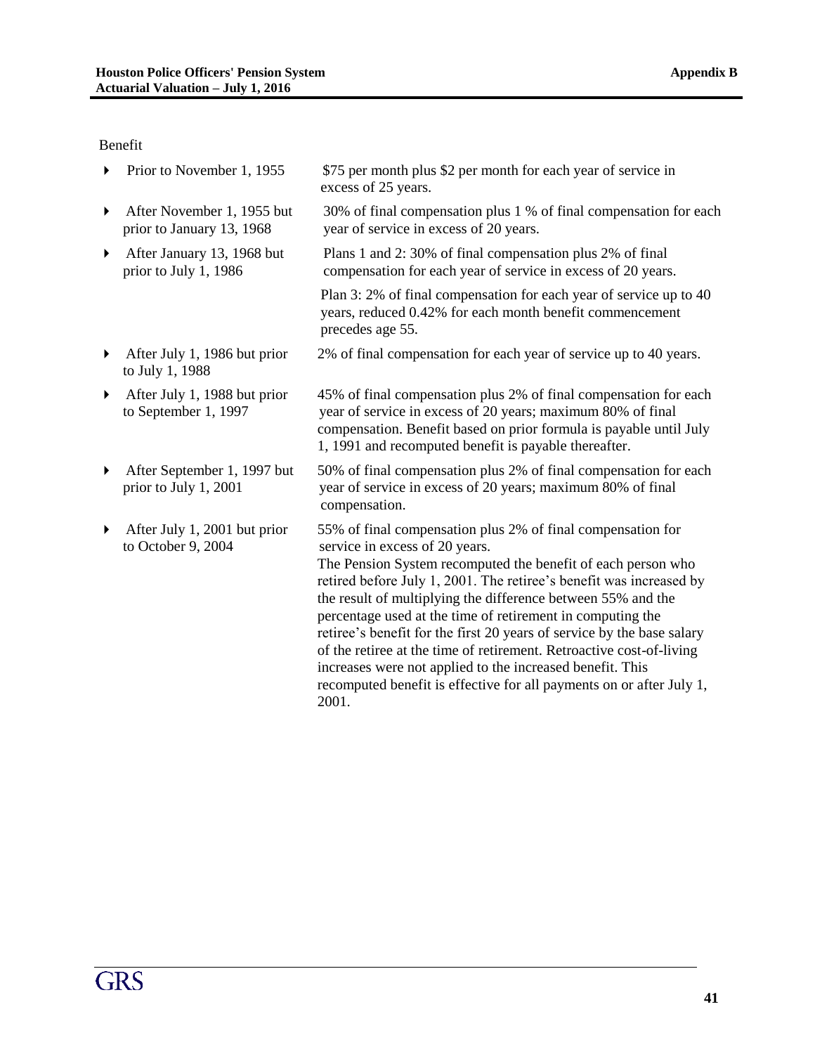Benefit

| | |
|---|---|
| Prior to November 1, 1955 | \$75 per month plus \$2 per month for each year of service in excess of 25 years. |
| After November 1, 1955 but prior to January 13, 1968 | 30% of final compensation plus 1 % of final compensation for each year of service in excess of 20 years. |
| After January 13, 1968 but prior to July 1, 1986 | Plans 1 and 2: 30% of final compensation plus 2% of final compensation for each year of service in excess of 20 years.<br><br>Plan 3: 2% of final compensation for each year of service up to 40 years, reduced 0.42% for each month benefit commencement precedes age 55. |
| After July 1, 1986 but prior to July 1, 1988 | 2% of final compensation for each year of service up to 40 years. |
| After July 1, 1988 but prior to September 1, 1997 | 45% of final compensation plus 2% of final compensation for each year of service in excess of 20 years; maximum 80% of final compensation. Benefit based on prior formula is payable until July 1, 1991 and recomputed benefit is payable thereafter. |
| After September 1, 1997 but prior to July 1, 2001 | 50% of final compensation plus 2% of final compensation for each year of service in excess of 20 years; maximum 80% of final compensation. |
| After July 1, 2001 but prior to October 9, 2004 | 55% of final compensation plus 2% of final compensation for service in excess of 20 years.<br>The Pension System recomputed the benefit of each person who retired before July 1, 2001. The retiree's benefit was increased by the result of multiplying the difference between 55% and the percentage used at the time of retirement in computing the retiree's benefit for the first 20 years of service by the base salary of the retiree at the time of retirement. Retroactive cost-of-living increases were not applied to the increased benefit. This recomputed benefit is effective for all payments on or after July 1, 2001. |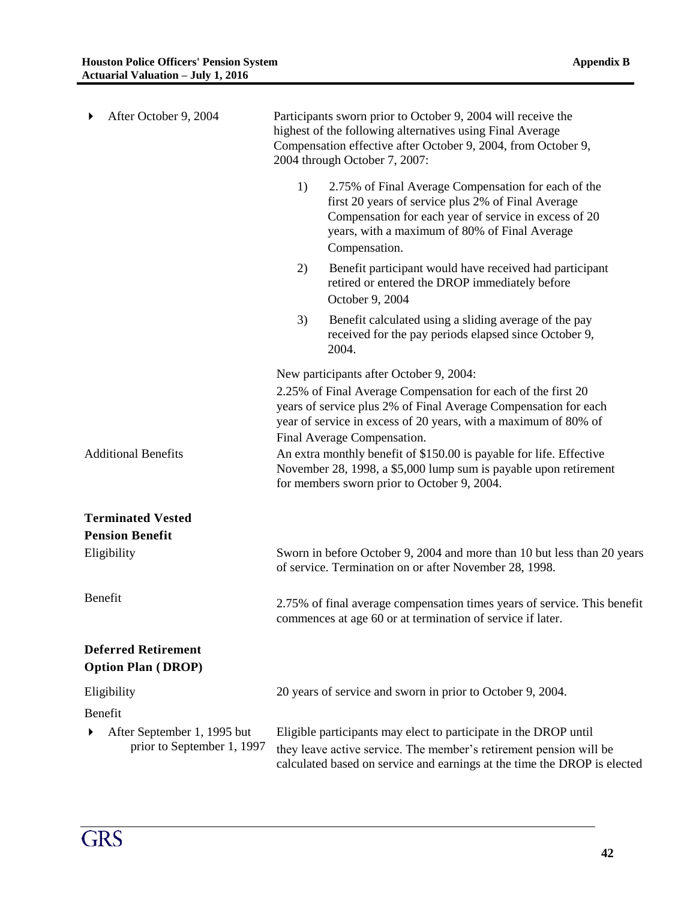- After October 9, 2004

Participants sworn prior to October 9, 2004 will receive the highest of the following alternatives using Final Average Compensation effective after October 9, 2004, from October 9, 2004 through October 7, 2007:

1) 2.75% of Final Average Compensation for each of the first 20 years of service plus 2% of Final Average Compensation for each year of service in excess of 20 years, with a maximum of 80% of Final Average Compensation.
2) Benefit participant would have received had participant retired or entered the DROP immediately before October 9, 2004
3) Benefit calculated using a sliding average of the pay received for the pay periods elapsed since October 9, 2004.

New participants after October 9, 2004:

2.25% of Final Average Compensation for each of the first 20 years of service plus 2% of Final Average Compensation for each year of service in excess of 20 years, with a maximum of 80% of Final Average Compensation.

Additional Benefits

An extra monthly benefit of $150.00 is payable for life. Effective November 28, 1998, a $5,000 lump sum is payable upon retirement for members sworn prior to October 9, 2004.

## Terminated Vested Pension Benefit

Eligibility

Sworn in before October 9, 2004 and more than 10 but less than 20 years of service. Termination on or after November 28, 1998.

Benefit

2.75% of final average compensation times years of service. This benefit commences at age 60 or at termination of service if later.

## Deferred Retirement Option Plan (DROP)

Eligibility

20 years of service and sworn in prior to October 9, 2004.

Benefit

- After September 1, 1995 but prior to September 1, 1997

Eligible participants may elect to participate in the DROP until they leave active service. The member's retirement pension will be calculated based on service and earnings at the time the DROP is elected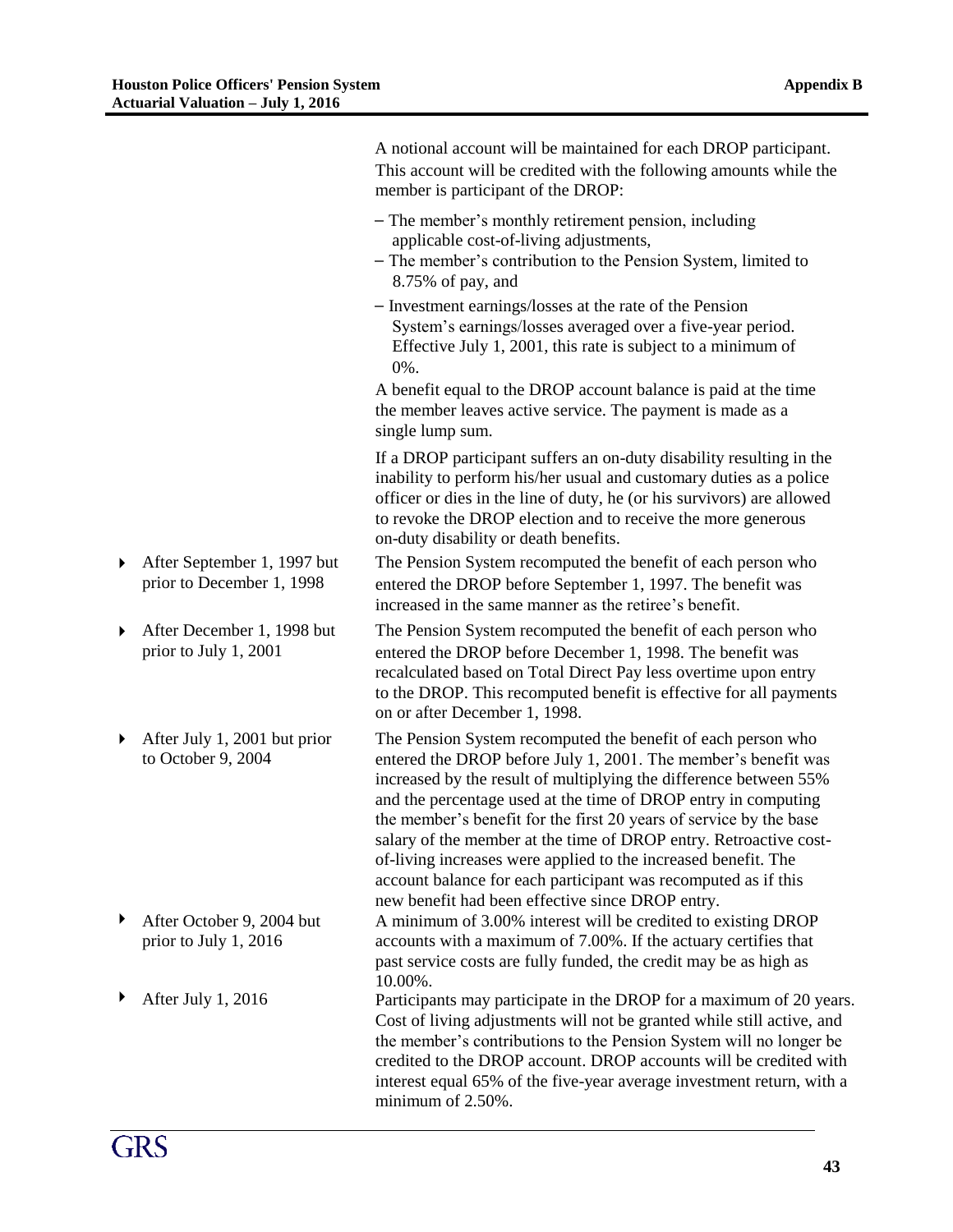A notional account will be maintained for each DROP participant. This account will be credited with the following amounts while the member is participant of the DROP:

- The member's monthly retirement pension, including applicable cost-of-living adjustments,
- The member's contribution to the Pension System, limited to 8.75% of pay, and
- Investment earnings/losses at the rate of the Pension System's earnings/losses averaged over a five-year period. Effective July 1, 2001, this rate is subject to a minimum of 0%.

A benefit equal to the DROP account balance is paid at the time the member leaves active service. The payment is made as a single lump sum.

If a DROP participant suffers an on-duty disability resulting in the inability to perform his/her usual and customary duties as a police officer or dies in the line of duty, he (or his survivors) are allowed to revoke the DROP election and to receive the more generous on-duty disability or death benefits.

- **After September 1, 1997 but prior to December 1, 1998:** The Pension System recomputed the benefit of each person who entered the DROP before September 1, 1997. The benefit was increased in the same manner as the retiree's benefit.

- **After December 1, 1998 but prior to July 1, 2001:** The Pension System recomputed the benefit of each person who entered the DROP before December 1, 1998. The benefit was recalculated based on Total Direct Pay less overtime upon entry to the DROP. This recomputed benefit is effective for all payments on or after December 1, 1998.

- **After July 1, 2001 but prior to October 9, 2004:** The Pension System recomputed the benefit of each person who entered the DROP before July 1, 2001. The member's benefit was increased by the result of multiplying the difference between 55% and the percentage used at the time of DROP entry in computing the member's benefit for the first 20 years of service by the base salary of the member at the time of DROP entry. Retroactive cost-of-living increases were applied to the increased benefit. The account balance for each participant was recomputed as if this new benefit had been effective since DROP entry.

- **After October 9, 2004 but prior to July 1, 2016:** A minimum of 3.00% interest will be credited to existing DROP accounts with a maximum of 7.00%. If the actuary certifies that past service costs are fully funded, the credit may be as high as 10.00%.

- **After July 1, 2016:** Participants may participate in the DROP for a maximum of 20 years. Cost of living adjustments will not be granted while still active, and the member's contributions to the Pension System will no longer be credited to the DROP account. DROP accounts will be credited with interest equal 65% of the five-year average investment return, with a minimum of 2.50%.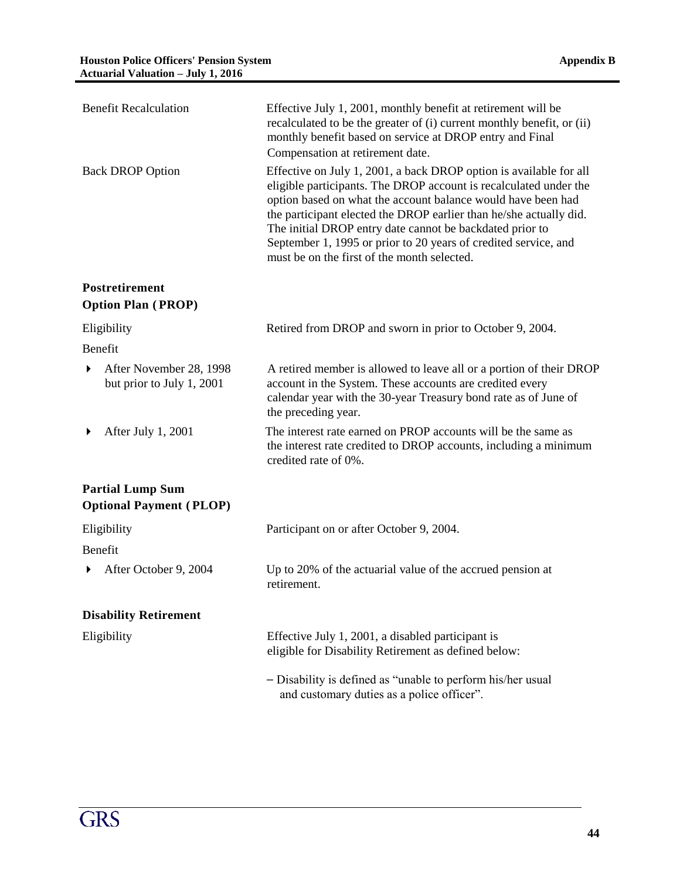| | |
|---|---|
| Benefit Recalculation | Effective July 1, 2001, monthly benefit at retirement will be recalculated to be the greater of (i) current monthly benefit, or (ii) monthly benefit based on service at DROP entry and Final Compensation at retirement date. |
| Back DROP Option | Effective on July 1, 2001, a back DROP option is available for all eligible participants. The DROP account is recalculated under the option based on what the account balance would have been had the participant elected the DROP earlier than he/she actually did. The initial DROP entry date cannot be backdated prior to September 1, 1995 or prior to 20 years of credited service, and must be on the first of the month selected. |

### Postretirement Option Plan (PROP)

| | |
|---|---|
| Eligibility | Retired from DROP and sworn in prior to October 9, 2004. |
| Benefit | |
| ▸ After November 28, 1998 but prior to July 1, 2001 | A retired member is allowed to leave all or a portion of their DROP account in the System. These accounts are credited every calendar year with the 30-year Treasury bond rate as of June of the preceding year. |
| ▸ After July 1, 2001 | The interest rate earned on PROP accounts will be the same as the interest rate credited to DROP accounts, including a minimum credited rate of 0%. |

### Partial Lump Sum Optional Payment (PLOP)

| | |
|---|---|
| Eligibility | Participant on or after October 9, 2004. |
| Benefit | |
| ▸ After October 9, 2004 | Up to 20% of the actuarial value of the accrued pension at retirement. |

### Disability Retirement

| | |
|---|---|
| Eligibility | Effective July 1, 2001, a disabled participant is eligible for Disability Retirement as defined below: |
| | – Disability is defined as "unable to perform his/her usual and customary duties as a police officer". |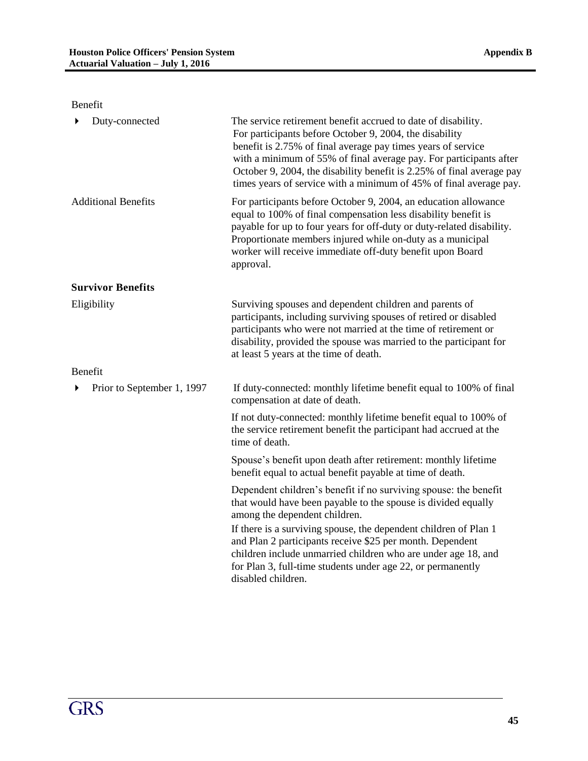Benefit

| | |
|---|---|
| ▸ Duty-connected | The service retirement benefit accrued to date of disability. For participants before October 9, 2004, the disability benefit is 2.75% of final average pay times years of service with a minimum of 55% of final average pay. For participants after October 9, 2004, the disability benefit is 2.25% of final average pay times years of service with a minimum of 45% of final average pay. |
| Additional Benefits | For participants before October 9, 2004, an education allowance equal to 100% of final compensation less disability benefit is payable for up to four years for off-duty or duty-related disability. Proportionate members injured while on-duty as a municipal worker will receive immediate off-duty benefit upon Board approval. |

**Survivor Benefits**

| | |
|---|---|
| Eligibility | Surviving spouses and dependent children and parents of participants, including surviving spouses of retired or disabled participants who were not married at the time of retirement or disability, provided the spouse was married to the participant for at least 5 years at the time of death. |

Benefit

| | |
|---|---|
| ▸ Prior to September 1, 1997 | If duty-connected: monthly lifetime benefit equal to 100% of final compensation at date of death.<br><br>If not duty-connected: monthly lifetime benefit equal to 100% of the service retirement benefit the participant had accrued at the time of death.<br><br>Spouse's benefit upon death after retirement: monthly lifetime benefit equal to actual benefit payable at time of death.<br><br>Dependent children's benefit if no surviving spouse: the benefit that would have been payable to the spouse is divided equally among the dependent children.<br>If there is a surviving spouse, the dependent children of Plan 1 and Plan 2 participants receive $25 per month. Dependent children include unmarried children who are under age 18, and for Plan 3, full-time students under age 22, or permanently disabled children. |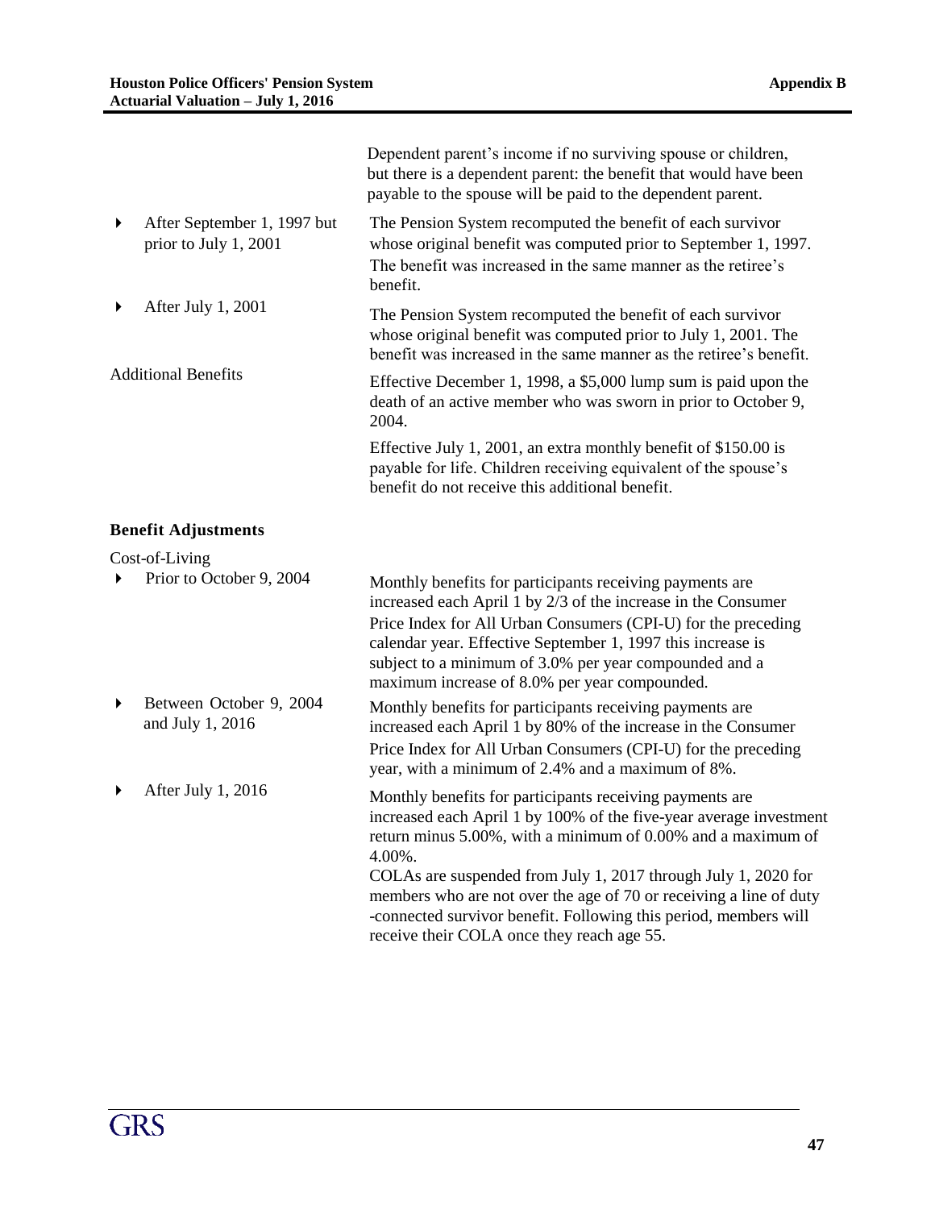| | |
|---|---|
| | Dependent parent's income if no surviving spouse or children, but there is a dependent parent: the benefit that would have been payable to the spouse will be paid to the dependent parent. |
| ▸ After September 1, 1997 but prior to July 1, 2001 | The Pension System recomputed the benefit of each survivor whose original benefit was computed prior to September 1, 1997. The benefit was increased in the same manner as the retiree's benefit. |
| ▸ After July 1, 2001 | The Pension System recomputed the benefit of each survivor whose original benefit was computed prior to July 1, 2001. The benefit was increased in the same manner as the retiree's benefit. |
| Additional Benefits | Effective December 1, 1998, a $5,000 lump sum is paid upon the death of an active member who was sworn in prior to October 9, 2004. |
| | Effective July 1, 2001, an extra monthly benefit of $150.00 is payable for life. Children receiving equivalent of the spouse's benefit do not receive this additional benefit. |

**Benefit Adjustments**

| | |
|---|---|
| Cost-of-Living | |
| ▸ Prior to October 9, 2004 | Monthly benefits for participants receiving payments are increased each April 1 by 2/3 of the increase in the Consumer Price Index for All Urban Consumers (CPI-U) for the preceding calendar year. Effective September 1, 1997 this increase is subject to a minimum of 3.0% per year compounded and a maximum increase of 8.0% per year compounded. |
| ▸ Between October 9, 2004 and July 1, 2016 | Monthly benefits for participants receiving payments are increased each April 1 by 80% of the increase in the Consumer Price Index for All Urban Consumers (CPI-U) for the preceding year, with a minimum of 2.4% and a maximum of 8%. |
| ▸ After July 1, 2016 | Monthly benefits for participants receiving payments are increased each April 1 by 100% of the five-year average investment return minus 5.00%, with a minimum of 0.00% and a maximum of 4.00%. COLAs are suspended from July 1, 2017 through July 1, 2020 for members who are not over the age of 70 or receiving a line of duty -connected survivor benefit. Following this period, members will receive their COLA once they reach age 55. |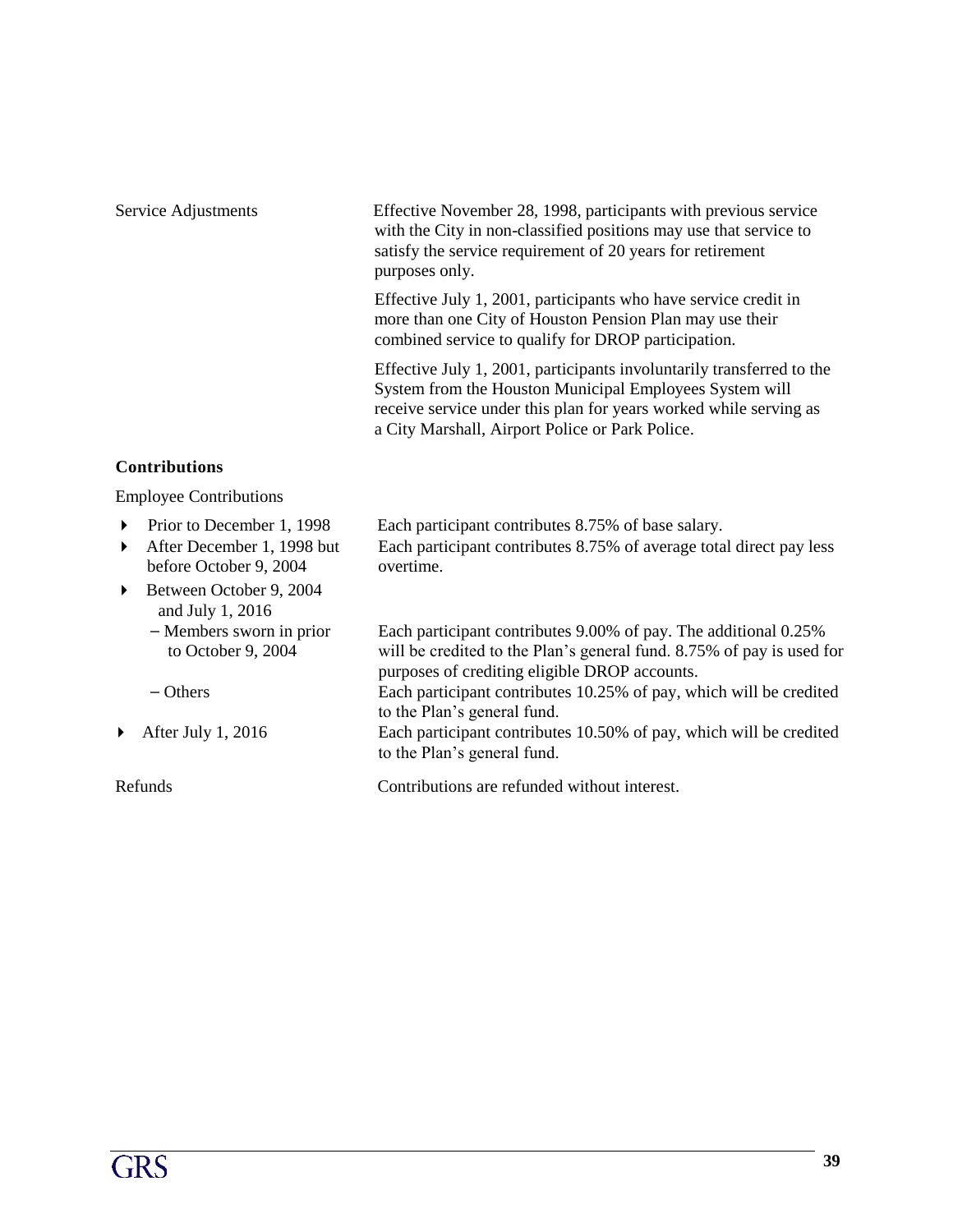Service Adjustments

Effective November 28, 1998, participants with previous service with the City in non-classified positions may use that service to satisfy the service requirement of 20 years for retirement purposes only.

Effective July 1, 2001, participants who have service credit in more than one City of Houston Pension Plan may use their combined service to qualify for DROP participation.

Effective July 1, 2001, participants involuntarily transferred to the System from the Houston Municipal Employees System will receive service under this plan for years worked while serving as a City Marshall, Airport Police or Park Police.

**Contributions**

Employee Contributions

- Prior to December 1, 1998 — Each participant contributes 8.75% of base salary.
- After December 1, 1998 but before October 9, 2004 — Each participant contributes 8.75% of average total direct pay less overtime.
- Between October 9, 2004 and July 1, 2016
  - Members sworn in prior to October 9, 2004 — Each participant contributes 9.00% of pay. The additional 0.25% will be credited to the Plan's general fund. 8.75% of pay is used for purposes of crediting eligible DROP accounts.
  - Others — Each participant contributes 10.25% of pay, which will be credited to the Plan's general fund.
- After July 1, 2016 — Each participant contributes 10.50% of pay, which will be credited to the Plan's general fund.

Refunds

Contributions are refunded without interest.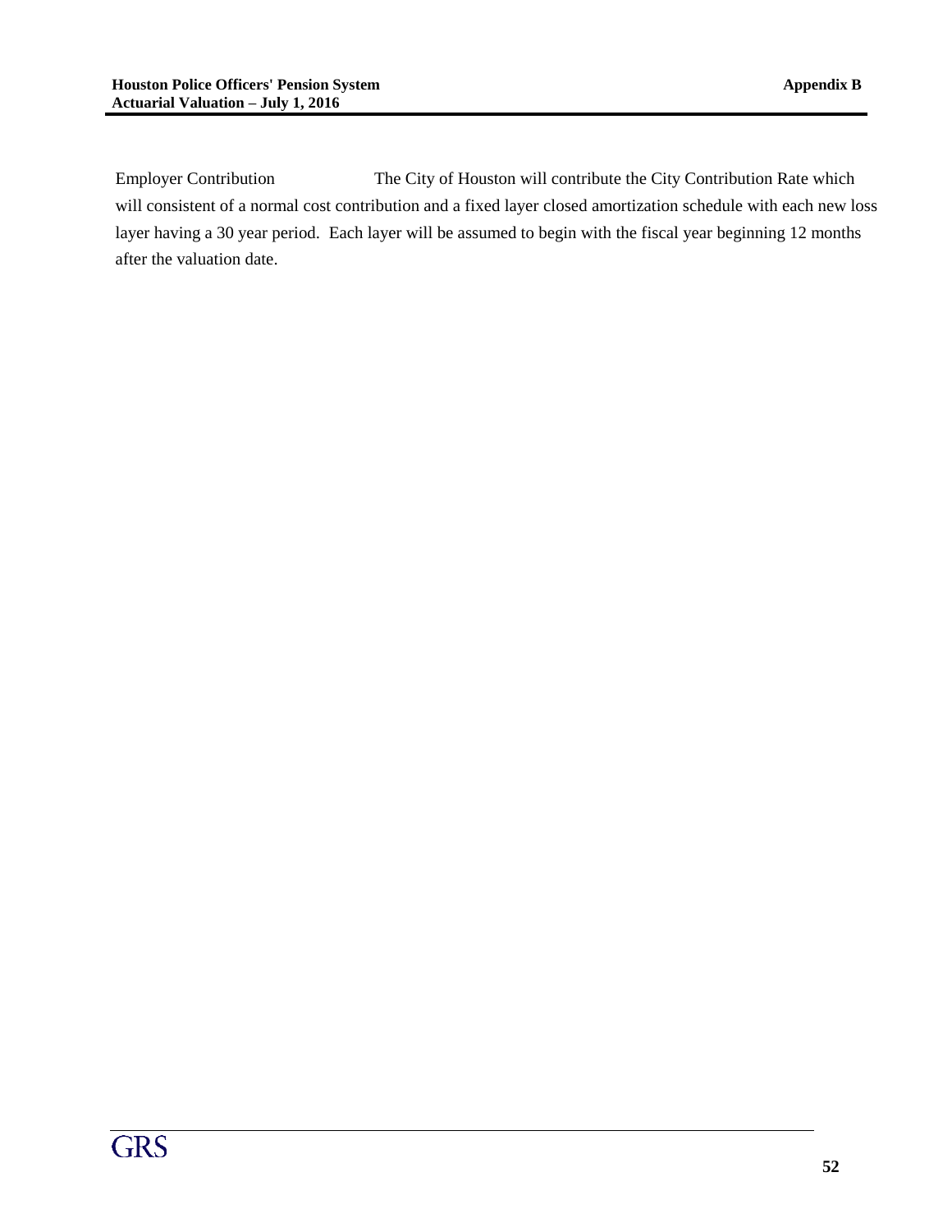Employer Contribution The City of Houston will contribute the City Contribution Rate which will consistent of a normal cost contribution and a fixed layer closed amortization schedule with each new loss layer having a 30 year period. Each layer will be assumed to begin with the fiscal year beginning 12 months after the valuation date.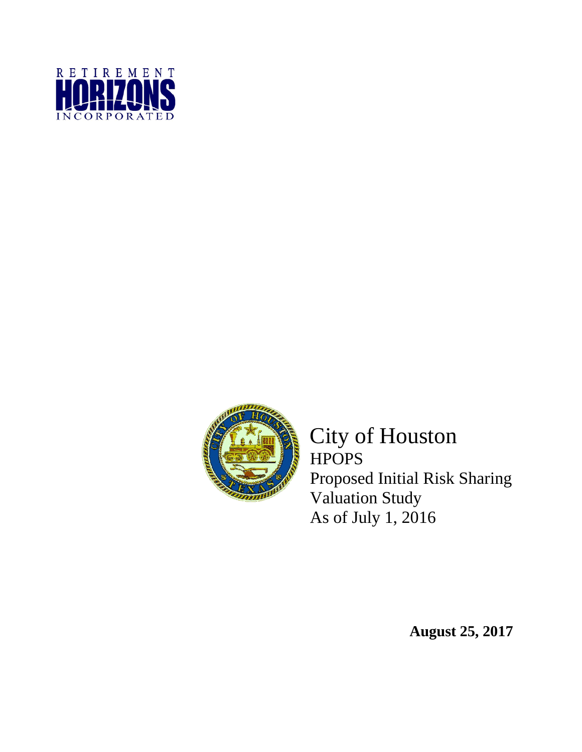RETIREMENT

HORIZONS

INCORPORATED

City of Houston

HPOPS

Proposed Initial Risk Sharing Valuation Study

As of July 1, 2016

**August 25, 2017**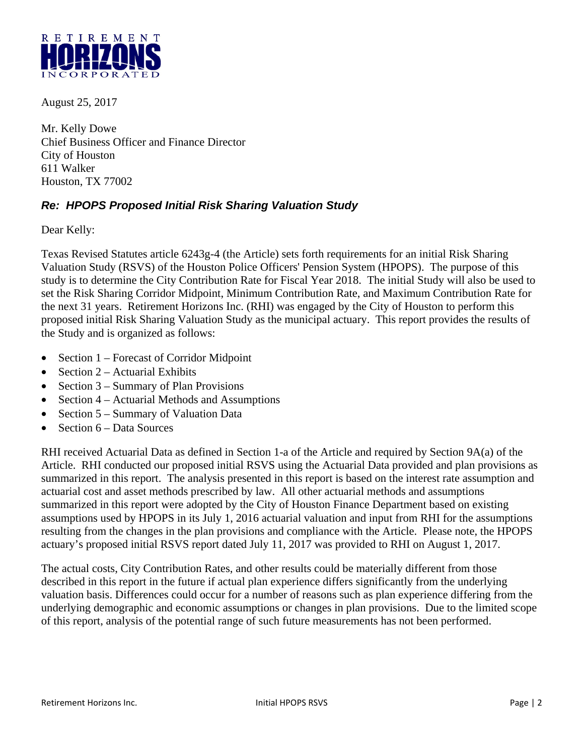RETIREMENT HORIZONS INCORPORATED

August 25, 2017

Mr. Kelly Dowe
Chief Business Officer and Finance Director
City of Houston
611 Walker
Houston, TX 77002

***Re: HPOPS Proposed Initial Risk Sharing Valuation Study***

Dear Kelly:

Texas Revised Statutes article 6243g-4 (the Article) sets forth requirements for an initial Risk Sharing Valuation Study (RSVS) of the Houston Police Officers' Pension System (HPOPS). The purpose of this study is to determine the City Contribution Rate for Fiscal Year 2018. The initial Study will also be used to set the Risk Sharing Corridor Midpoint, Minimum Contribution Rate, and Maximum Contribution Rate for the next 31 years. Retirement Horizons Inc. (RHI) was engaged by the City of Houston to perform this proposed initial Risk Sharing Valuation Study as the municipal actuary. This report provides the results of the Study and is organized as follows:

- Section 1 – Forecast of Corridor Midpoint
- Section 2 – Actuarial Exhibits
- Section 3 – Summary of Plan Provisions
- Section 4 – Actuarial Methods and Assumptions
- Section 5 – Summary of Valuation Data
- Section 6 – Data Sources

RHI received Actuarial Data as defined in Section 1-a of the Article and required by Section 9A(a) of the Article. RHI conducted our proposed initial RSVS using the Actuarial Data provided and plan provisions as summarized in this report. The analysis presented in this report is based on the interest rate assumption and actuarial cost and asset methods prescribed by law. All other actuarial methods and assumptions summarized in this report were adopted by the City of Houston Finance Department based on existing assumptions used by HPOPS in its July 1, 2016 actuarial valuation and input from RHI for the assumptions resulting from the changes in the plan provisions and compliance with the Article. Please note, the HPOPS actuary's proposed initial RSVS report dated July 11, 2017 was provided to RHI on August 1, 2017.

The actual costs, City Contribution Rates, and other results could be materially different from those described in this report in the future if actual plan experience differs significantly from the underlying valuation basis. Differences could occur for a number of reasons such as plan experience differing from the underlying demographic and economic assumptions or changes in plan provisions. Due to the limited scope of this report, analysis of the potential range of such future measurements has not been performed.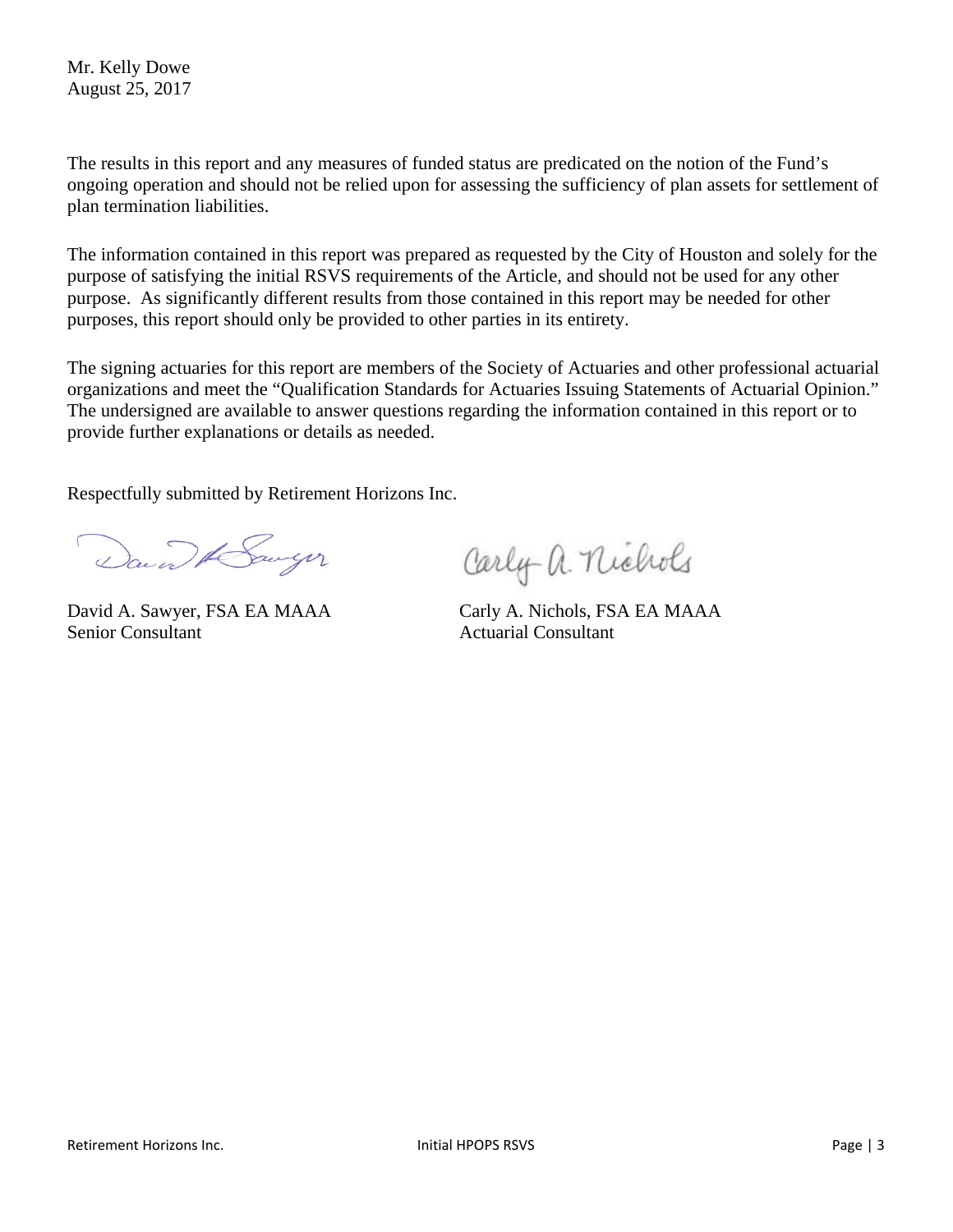Mr. Kelly Dowe
August 25, 2017

The results in this report and any measures of funded status are predicated on the notion of the Fund's ongoing operation and should not be relied upon for assessing the sufficiency of plan assets for settlement of plan termination liabilities.

The information contained in this report was prepared as requested by the City of Houston and solely for the purpose of satisfying the initial RSVS requirements of the Article, and should not be used for any other purpose. As significantly different results from those contained in this report may be needed for other purposes, this report should only be provided to other parties in its entirety.

The signing actuaries for this report are members of the Society of Actuaries and other professional actuarial organizations and meet the "Qualification Standards for Actuaries Issuing Statements of Actuarial Opinion." The undersigned are available to answer questions regarding the information contained in this report or to provide further explanations or details as needed.

Respectfully submitted by Retirement Horizons Inc.

David A. Sawyer, FSA EA MAAA
Senior Consultant

Carly A. Nichols, FSA EA MAAA
Actuarial Consultant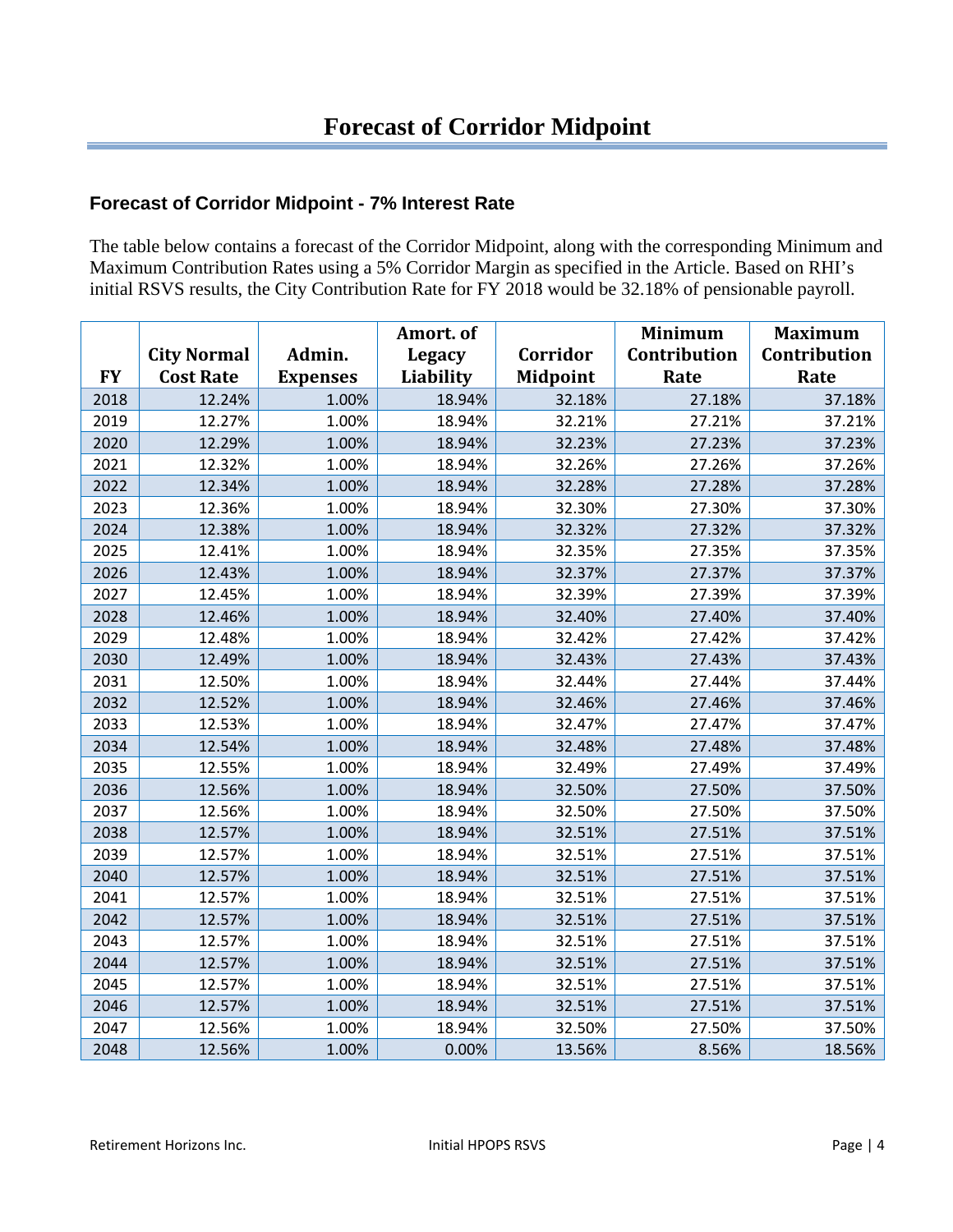# Forecast of Corridor Midpoint

### Forecast of Corridor Midpoint - 7% Interest Rate

The table below contains a forecast of the Corridor Midpoint, along with the corresponding Minimum and Maximum Contribution Rates using a 5% Corridor Margin as specified in the Article. Based on RHI's initial RSVS results, the City Contribution Rate for FY 2018 would be 32.18% of pensionable payroll.

| FY | City Normal Cost Rate | Admin. Expenses | Amort. of Legacy Liability | Corridor Midpoint | Minimum Contribution Rate | Maximum Contribution Rate |
|---|---|---|---|---|---|---|
| 2018 | 12.24% | 1.00% | 18.94% | 32.18% | 27.18% | 37.18% |
| 2019 | 12.27% | 1.00% | 18.94% | 32.21% | 27.21% | 37.21% |
| 2020 | 12.29% | 1.00% | 18.94% | 32.23% | 27.23% | 37.23% |
| 2021 | 12.32% | 1.00% | 18.94% | 32.26% | 27.26% | 37.26% |
| 2022 | 12.34% | 1.00% | 18.94% | 32.28% | 27.28% | 37.28% |
| 2023 | 12.36% | 1.00% | 18.94% | 32.30% | 27.30% | 37.30% |
| 2024 | 12.38% | 1.00% | 18.94% | 32.32% | 27.32% | 37.32% |
| 2025 | 12.41% | 1.00% | 18.94% | 32.35% | 27.35% | 37.35% |
| 2026 | 12.43% | 1.00% | 18.94% | 32.37% | 27.37% | 37.37% |
| 2027 | 12.45% | 1.00% | 18.94% | 32.39% | 27.39% | 37.39% |
| 2028 | 12.46% | 1.00% | 18.94% | 32.40% | 27.40% | 37.40% |
| 2029 | 12.48% | 1.00% | 18.94% | 32.42% | 27.42% | 37.42% |
| 2030 | 12.49% | 1.00% | 18.94% | 32.43% | 27.43% | 37.43% |
| 2031 | 12.50% | 1.00% | 18.94% | 32.44% | 27.44% | 37.44% |
| 2032 | 12.52% | 1.00% | 18.94% | 32.46% | 27.46% | 37.46% |
| 2033 | 12.53% | 1.00% | 18.94% | 32.47% | 27.47% | 37.47% |
| 2034 | 12.54% | 1.00% | 18.94% | 32.48% | 27.48% | 37.48% |
| 2035 | 12.55% | 1.00% | 18.94% | 32.49% | 27.49% | 37.49% |
| 2036 | 12.56% | 1.00% | 18.94% | 32.50% | 27.50% | 37.50% |
| 2037 | 12.56% | 1.00% | 18.94% | 32.50% | 27.50% | 37.50% |
| 2038 | 12.57% | 1.00% | 18.94% | 32.51% | 27.51% | 37.51% |
| 2039 | 12.57% | 1.00% | 18.94% | 32.51% | 27.51% | 37.51% |
| 2040 | 12.57% | 1.00% | 18.94% | 32.51% | 27.51% | 37.51% |
| 2041 | 12.57% | 1.00% | 18.94% | 32.51% | 27.51% | 37.51% |
| 2042 | 12.57% | 1.00% | 18.94% | 32.51% | 27.51% | 37.51% |
| 2043 | 12.57% | 1.00% | 18.94% | 32.51% | 27.51% | 37.51% |
| 2044 | 12.57% | 1.00% | 18.94% | 32.51% | 27.51% | 37.51% |
| 2045 | 12.57% | 1.00% | 18.94% | 32.51% | 27.51% | 37.51% |
| 2046 | 12.57% | 1.00% | 18.94% | 32.51% | 27.51% | 37.51% |
| 2047 | 12.56% | 1.00% | 18.94% | 32.50% | 27.50% | 37.50% |
| 2048 | 12.56% | 1.00% | 0.00% | 13.56% | 8.56% | 18.56% |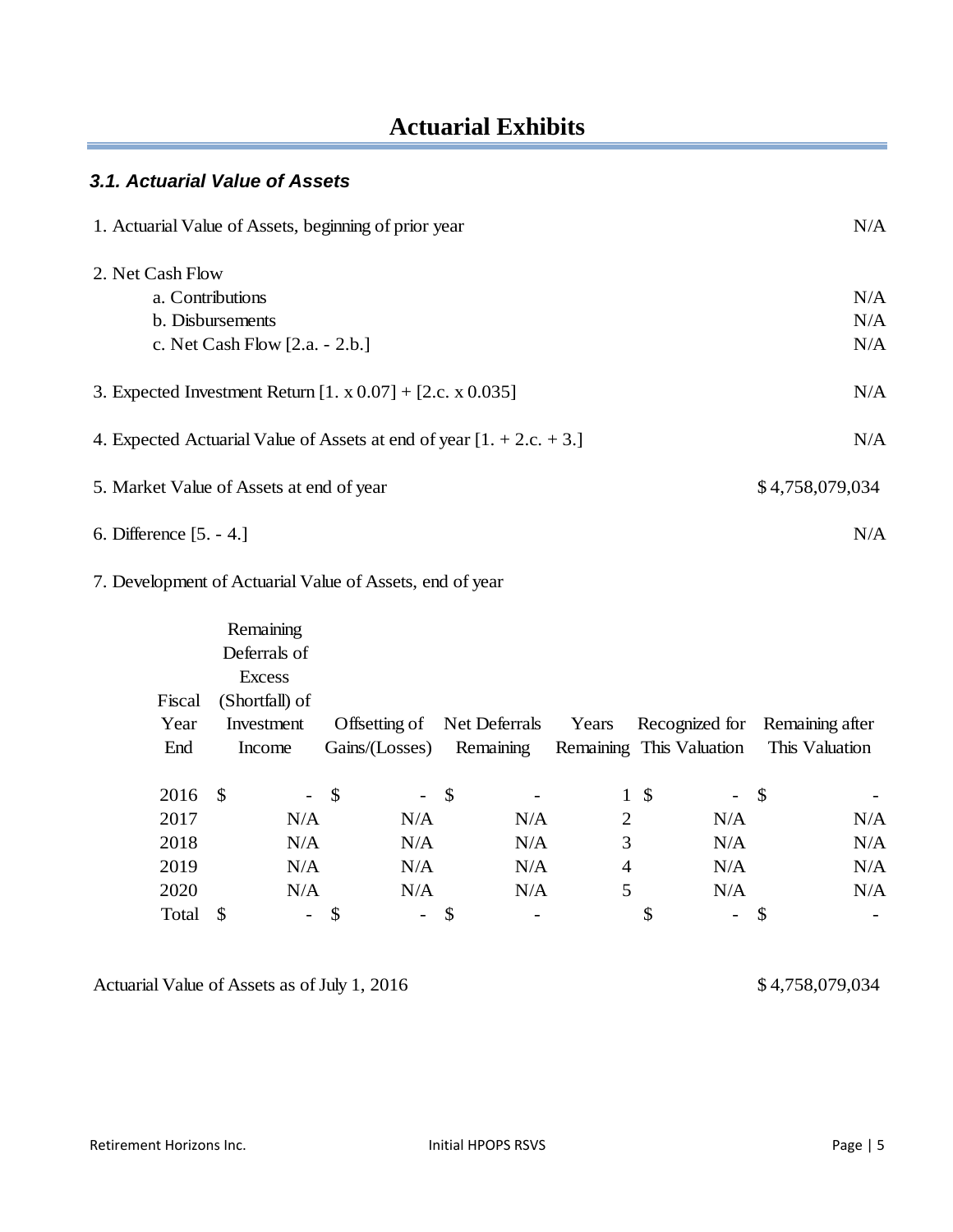# Actuarial Exhibits

### *3.1. Actuarial Value of Assets*

| | |
|---|---|
| 1. Actuarial Value of Assets, beginning of prior year | N/A |
| 2. Net Cash Flow | |
| a. Contributions | N/A |
| b. Disbursements | N/A |
| c. Net Cash Flow [2.a. - 2.b.] | N/A |
| 3. Expected Investment Return [1. x 0.07] + [2.c. x 0.035] | N/A |
| 4. Expected Actuarial Value of Assets at end of year [1. + 2.c. + 3.] | N/A |
| 5. Market Value of Assets at end of year | $ 4,758,079,034 |
| 6. Difference [5. - 4.] | N/A |

7. Development of Actuarial Value of Assets, end of year

| Fiscal Year End | Remaining Deferrals of Excess (Shortfall) of Investment Income | Offsetting of Gains/(Losses) | Net Deferrals Remaining | Years Remaining | Recognized for This Valuation | Remaining after This Valuation |
|---|---|---|---|---|---|---|
| 2016 | $ - | $ - | $ - | 1 | $ - | $ - |
| 2017 | N/A | N/A | N/A | 2 | N/A | N/A |
| 2018 | N/A | N/A | N/A | 3 | N/A | N/A |
| 2019 | N/A | N/A | N/A | 4 | N/A | N/A |
| 2020 | N/A | N/A | N/A | 5 | N/A | N/A |
| Total | $ - | $ - | $ - | | $ - | $ - |

Actuarial Value of Assets as of July 1, 2016 $ 4,758,079,034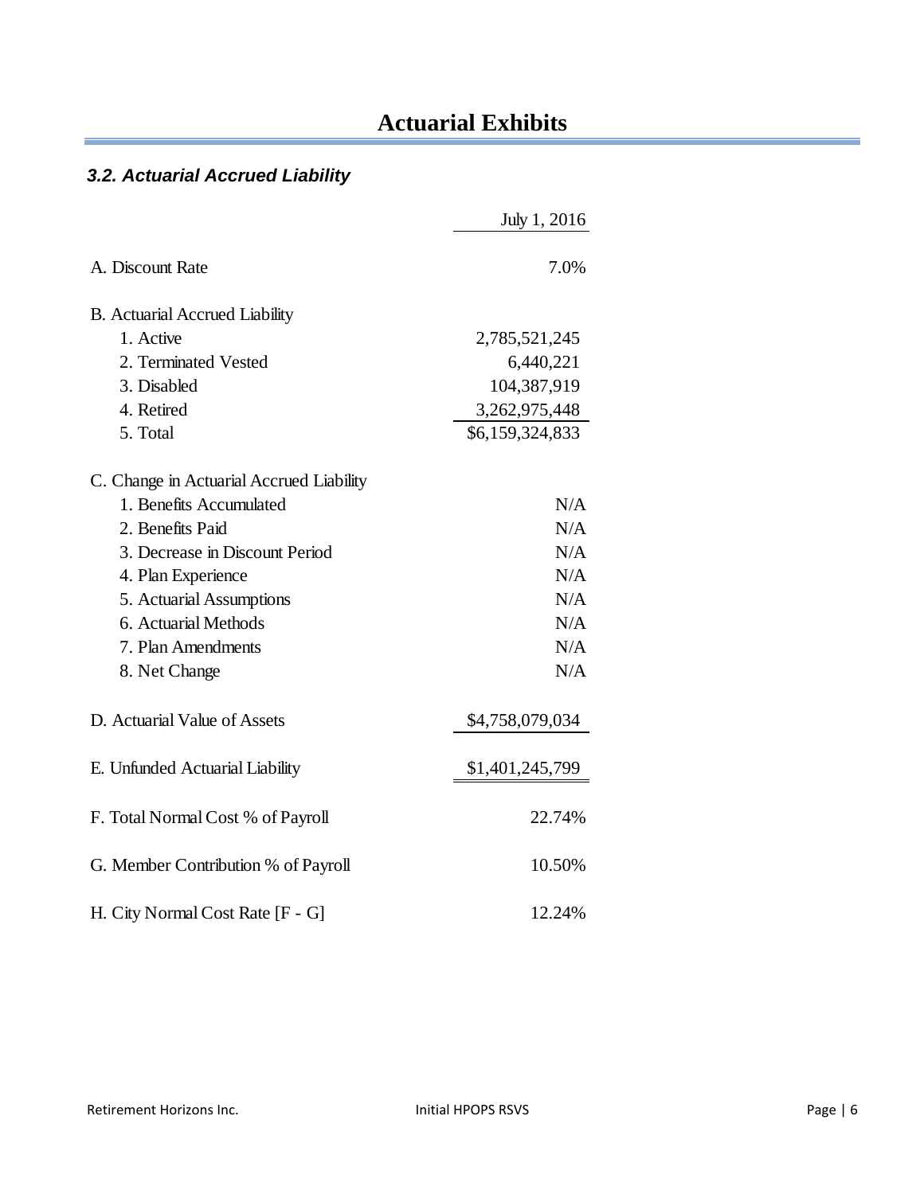# Actuarial Exhibits

### *3.2. Actuarial Accrued Liability*

| | July 1, 2016 |
|---|---|
| A. Discount Rate | 7.0% |
| B. Actuarial Accrued Liability | |
| 1. Active | 2,785,521,245 |
| 2. Terminated Vested | 6,440,221 |
| 3. Disabled | 104,387,919 |
| 4. Retired | 3,262,975,448 |
| 5. Total | $6,159,324,833 |
| C. Change in Actuarial Accrued Liability | |
| 1. Benefits Accumulated | N/A |
| 2. Benefits Paid | N/A |
| 3. Decrease in Discount Period | N/A |
| 4. Plan Experience | N/A |
| 5. Actuarial Assumptions | N/A |
| 6. Actuarial Methods | N/A |
| 7. Plan Amendments | N/A |
| 8. Net Change | N/A |
| D. Actuarial Value of Assets | $4,758,079,034 |
| E. Unfunded Actuarial Liability | $1,401,245,799 |
| F. Total Normal Cost % of Payroll | 22.74% |
| G. Member Contribution % of Payroll | 10.50% |
| H. City Normal Cost Rate [F - G] | 12.24% |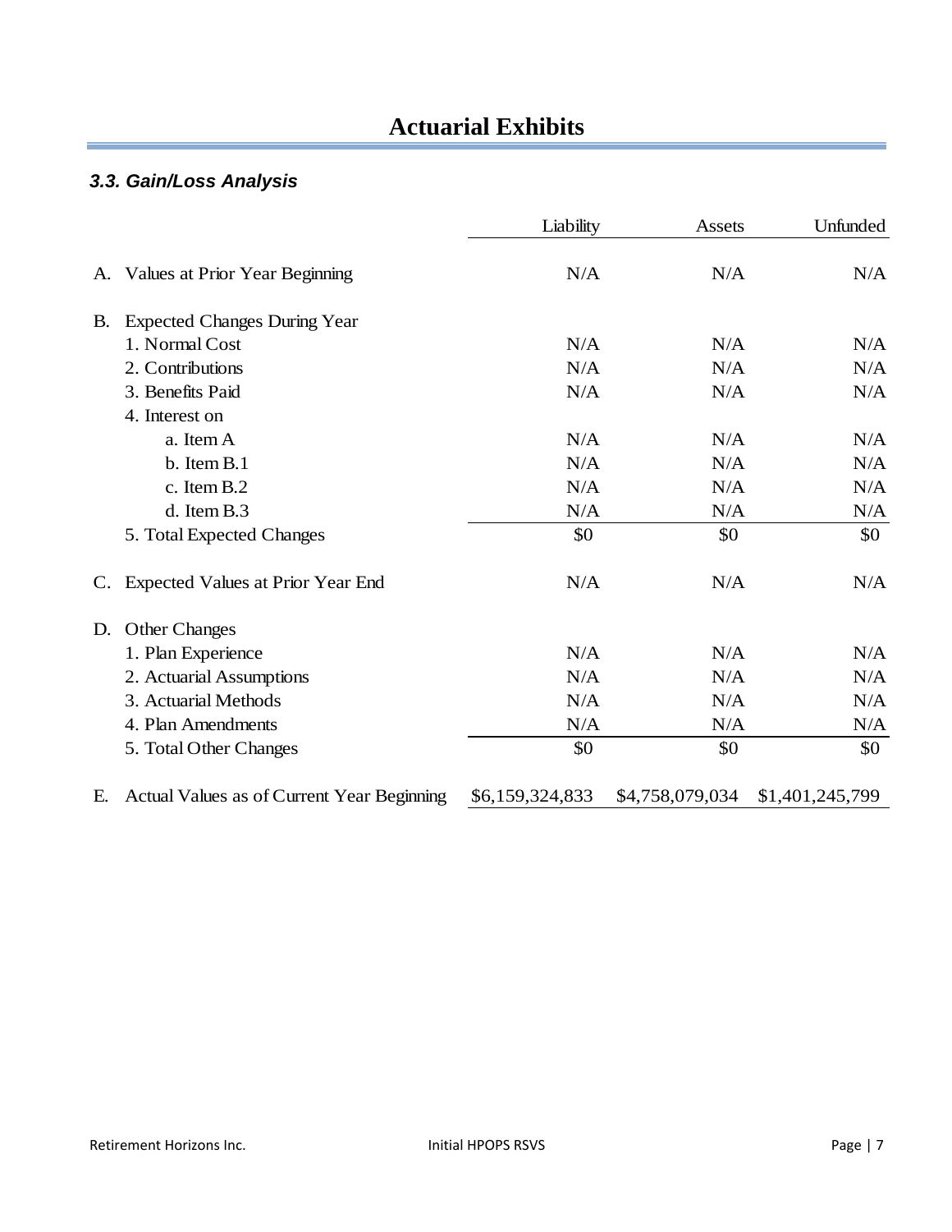# Actuarial Exhibits

### *3.3. Gain/Loss Analysis*

| | Liability | Assets | Unfunded |
|---|---|---|---|
| A. Values at Prior Year Beginning | N/A | N/A | N/A |
| B. Expected Changes During Year | | | |
| 1. Normal Cost | N/A | N/A | N/A |
| 2. Contributions | N/A | N/A | N/A |
| 3. Benefits Paid | N/A | N/A | N/A |
| 4. Interest on | | | |
| a. Item A | N/A | N/A | N/A |
| b. Item B.1 | N/A | N/A | N/A |
| c. Item B.2 | N/A | N/A | N/A |
| d. Item B.3 | N/A | N/A | N/A |
| 5. Total Expected Changes | $0 | $0 | $0 |
| C. Expected Values at Prior Year End | N/A | N/A | N/A |
| D. Other Changes | | | |
| 1. Plan Experience | N/A | N/A | N/A |
| 2. Actuarial Assumptions | N/A | N/A | N/A |
| 3. Actuarial Methods | N/A | N/A | N/A |
| 4. Plan Amendments | N/A | N/A | N/A |
| 5. Total Other Changes | $0 | $0 | $0 |
| E. Actual Values as of Current Year Beginning | $6,159,324,833 | $4,758,079,034 | $1,401,245,799 |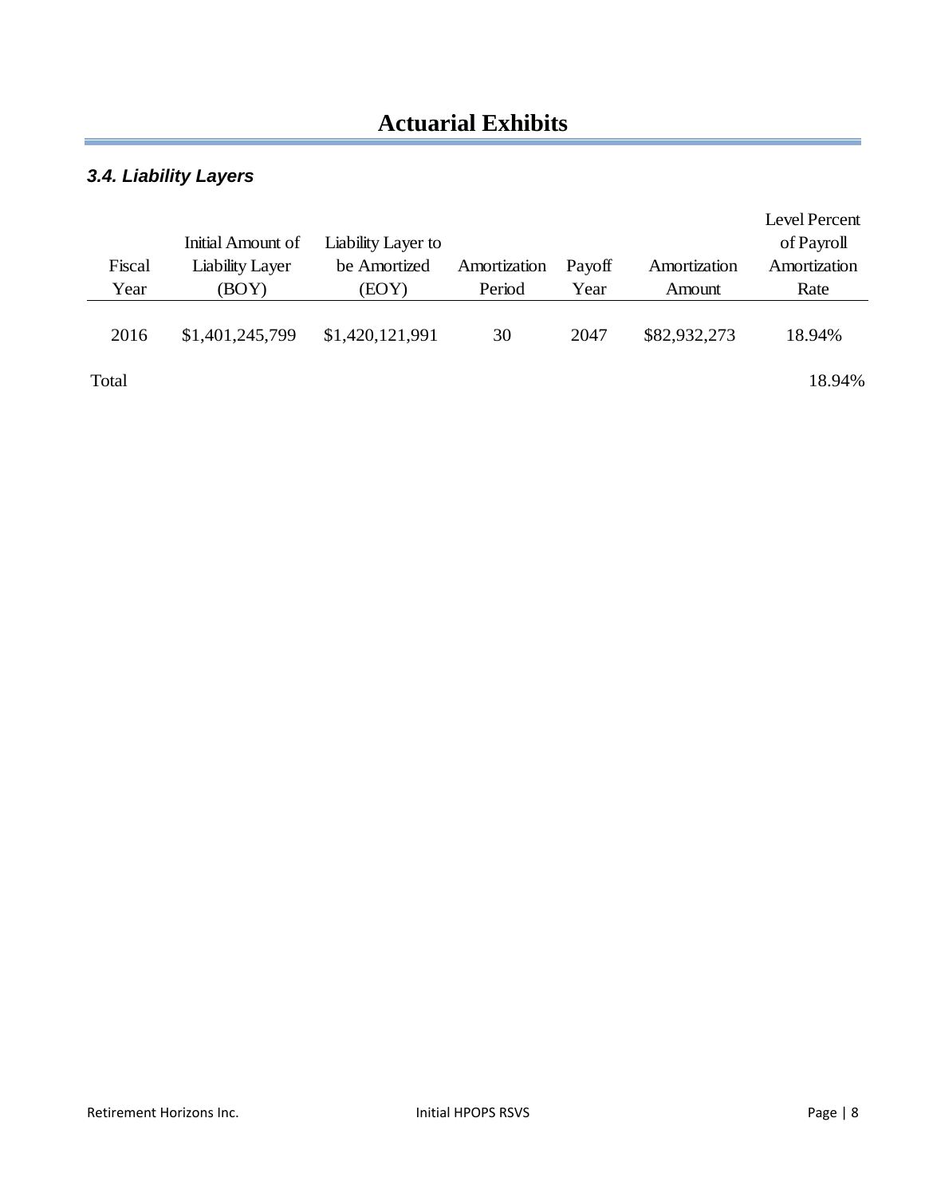# Actuarial Exhibits

### *3.4. Liability Layers*

| Fiscal Year | Initial Amount of Liability Layer (BOY) | Liability Layer to be Amortized (EOY) | Amortization Period | Payoff Year | Amortization Amount | Level Percent of Payroll Amortization Rate |
|---|---|---|---|---|---|---|
| 2016 | $1,401,245,799 | $1,420,121,991 | 30 | 2047 | $82,932,273 | 18.94% |
| Total | | | | | | 18.94% |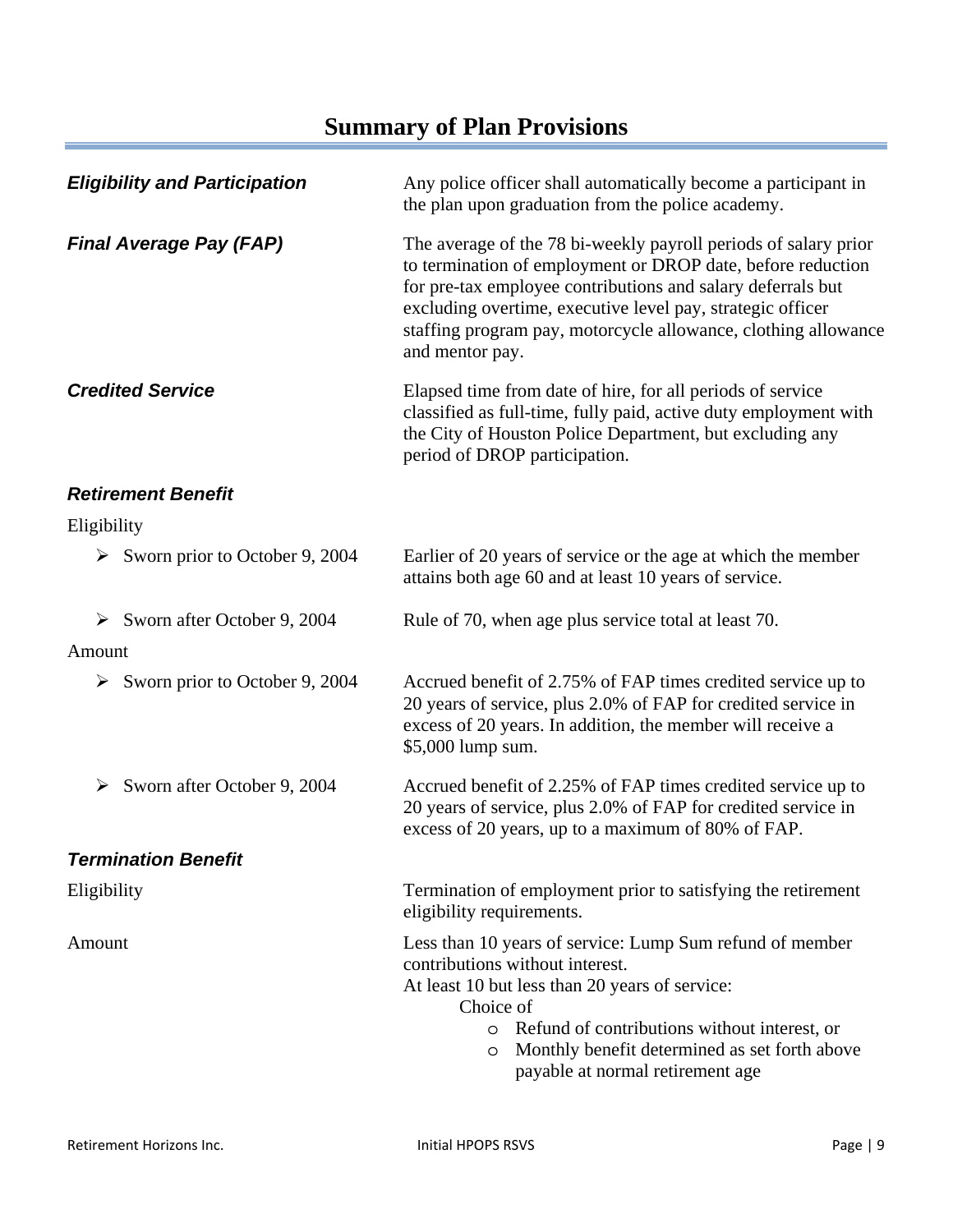# Summary of Plan Provisions

***Eligibility and Participation***

Any police officer shall automatically become a participant in the plan upon graduation from the police academy.

***Final Average Pay (FAP)***

The average of the 78 bi-weekly payroll periods of salary prior to termination of employment or DROP date, before reduction for pre-tax employee contributions and salary deferrals but excluding overtime, executive level pay, strategic officer staffing program pay, motorcycle allowance, clothing allowance and mentor pay.

***Credited Service***

Elapsed time from date of hire, for all periods of service classified as full-time, fully paid, active duty employment with the City of Houston Police Department, but excluding any period of DROP participation.

***Retirement Benefit***

Eligibility

- Sworn prior to October 9, 2004: Earlier of 20 years of service or the age at which the member attains both age 60 and at least 10 years of service.
- Sworn after October 9, 2004: Rule of 70, when age plus service total at least 70.

Amount

- Sworn prior to October 9, 2004: Accrued benefit of 2.75% of FAP times credited service up to 20 years of service, plus 2.0% of FAP for credited service in excess of 20 years. In addition, the member will receive a $5,000 lump sum.
- Sworn after October 9, 2004: Accrued benefit of 2.25% of FAP times credited service up to 20 years of service, plus 2.0% of FAP for credited service in excess of 20 years, up to a maximum of 80% of FAP.

***Termination Benefit***

Eligibility

Termination of employment prior to satisfying the retirement eligibility requirements.

Amount

Less than 10 years of service: Lump Sum refund of member contributions without interest.
At least 10 but less than 20 years of service:

Choice of

- Refund of contributions without interest, or
- Monthly benefit determined as set forth above payable at normal retirement age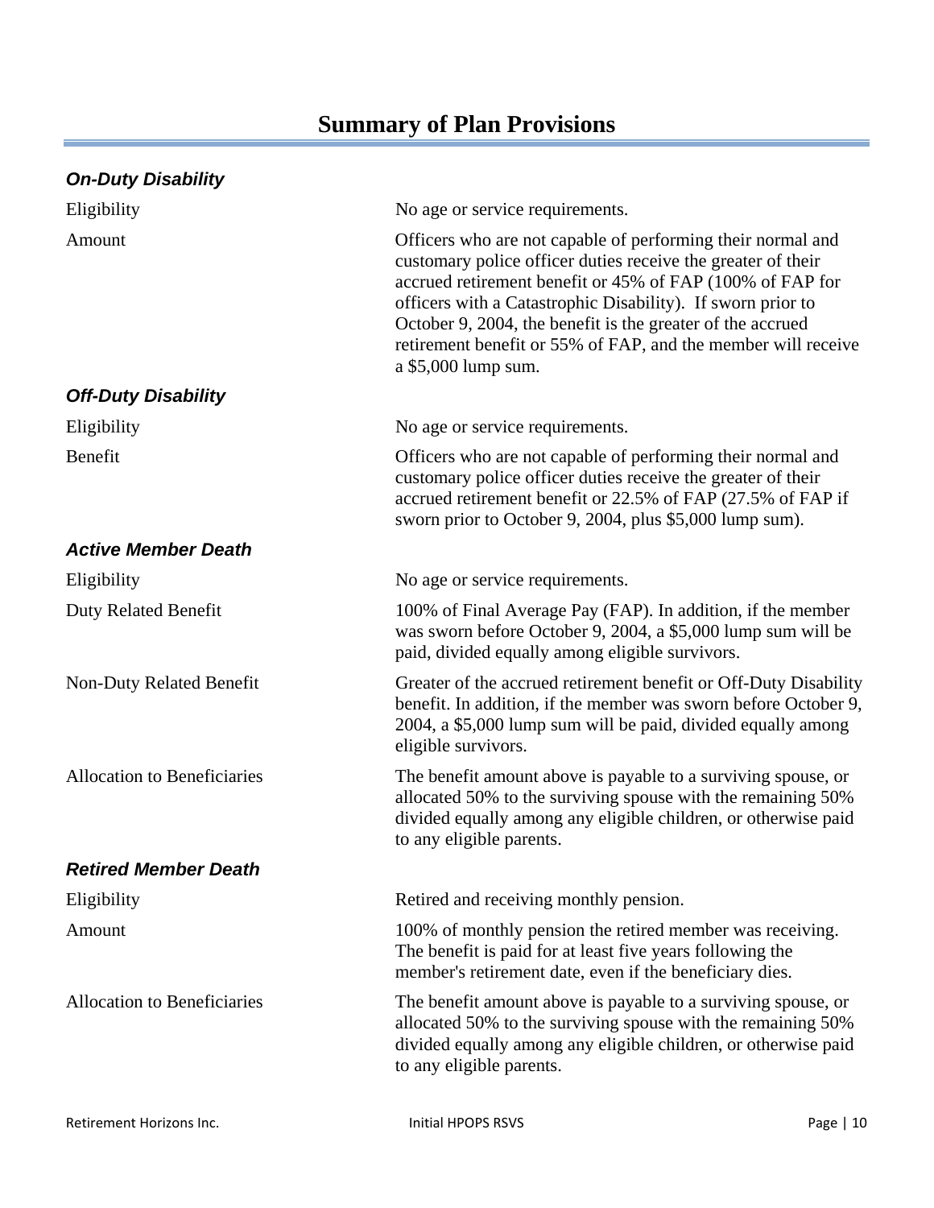# Summary of Plan Provisions

### *On-Duty Disability*

| | |
|---|---|
| Eligibility | No age or service requirements. |
| Amount | Officers who are not capable of performing their normal and customary police officer duties receive the greater of their accrued retirement benefit or 45% of FAP (100% of FAP for officers with a Catastrophic Disability). If sworn prior to October 9, 2004, the benefit is the greater of the accrued retirement benefit or 55% of FAP, and the member will receive a $5,000 lump sum. |

### *Off-Duty Disability*

| | |
|---|---|
| Eligibility | No age or service requirements. |
| Benefit | Officers who are not capable of performing their normal and customary police officer duties receive the greater of their accrued retirement benefit or 22.5% of FAP (27.5% of FAP if sworn prior to October 9, 2004, plus $5,000 lump sum). |

### *Active Member Death*

| | |
|---|---|
| Eligibility | No age or service requirements. |
| Duty Related Benefit | 100% of Final Average Pay (FAP). In addition, if the member was sworn before October 9, 2004, a $5,000 lump sum will be paid, divided equally among eligible survivors. |
| Non-Duty Related Benefit | Greater of the accrued retirement benefit or Off-Duty Disability benefit. In addition, if the member was sworn before October 9, 2004, a $5,000 lump sum will be paid, divided equally among eligible survivors. |
| Allocation to Beneficiaries | The benefit amount above is payable to a surviving spouse, or allocated 50% to the surviving spouse with the remaining 50% divided equally among any eligible children, or otherwise paid to any eligible parents. |

### *Retired Member Death*

| | |
|---|---|
| Eligibility | Retired and receiving monthly pension. |
| Amount | 100% of monthly pension the retired member was receiving. The benefit is paid for at least five years following the member's retirement date, even if the beneficiary dies. |
| Allocation to Beneficiaries | The benefit amount above is payable to a surviving spouse, or allocated 50% to the surviving spouse with the remaining 50% divided equally among any eligible children, or otherwise paid to any eligible parents. |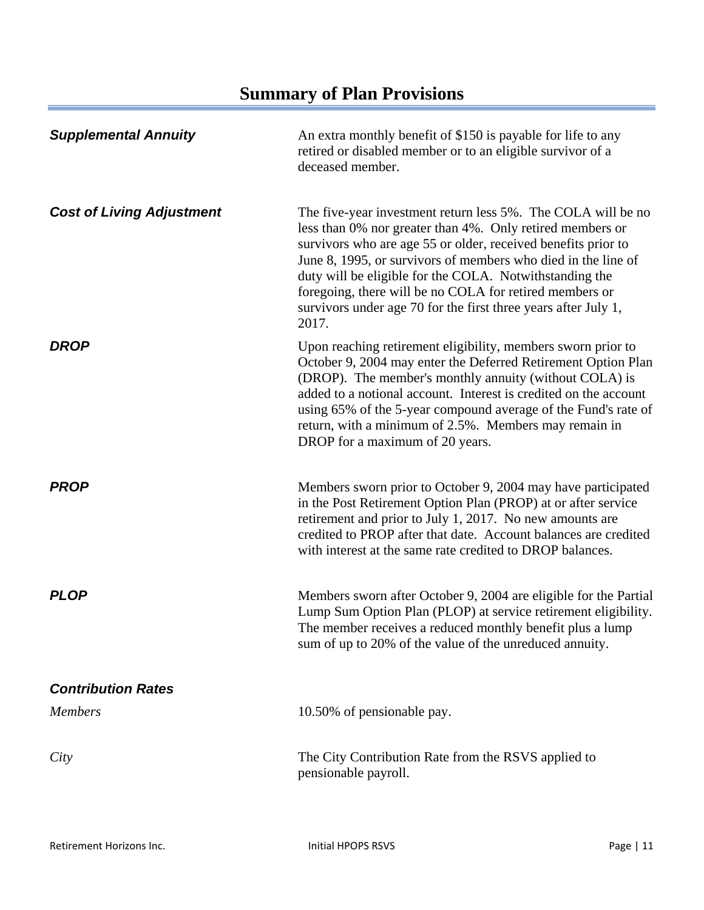# Summary of Plan Provisions

***Supplemental Annuity***

An extra monthly benefit of $150 is payable for life to any retired or disabled member or to an eligible survivor of a deceased member.

***Cost of Living Adjustment***

The five-year investment return less 5%. The COLA will be no less than 0% nor greater than 4%. Only retired members or survivors who are age 55 or older, received benefits prior to June 8, 1995, or survivors of members who died in the line of duty will be eligible for the COLA. Notwithstanding the foregoing, there will be no COLA for retired members or survivors under age 70 for the first three years after July 1, 2017.

***DROP***

Upon reaching retirement eligibility, members sworn prior to October 9, 2004 may enter the Deferred Retirement Option Plan (DROP). The member's monthly annuity (without COLA) is added to a notional account. Interest is credited on the account using 65% of the 5-year compound average of the Fund's rate of return, with a minimum of 2.5%. Members may remain in DROP for a maximum of 20 years.

***PROP***

Members sworn prior to October 9, 2004 may have participated in the Post Retirement Option Plan (PROP) at or after service retirement and prior to July 1, 2017. No new amounts are credited to PROP after that date. Account balances are credited with interest at the same rate credited to DROP balances.

***PLOP***

Members sworn after October 9, 2004 are eligible for the Partial Lump Sum Option Plan (PLOP) at service retirement eligibility. The member receives a reduced monthly benefit plus a lump sum of up to 20% of the value of the unreduced annuity.

***Contribution Rates***

*Members*

10.50% of pensionable pay.

*City*

The City Contribution Rate from the RSVS applied to pensionable payroll.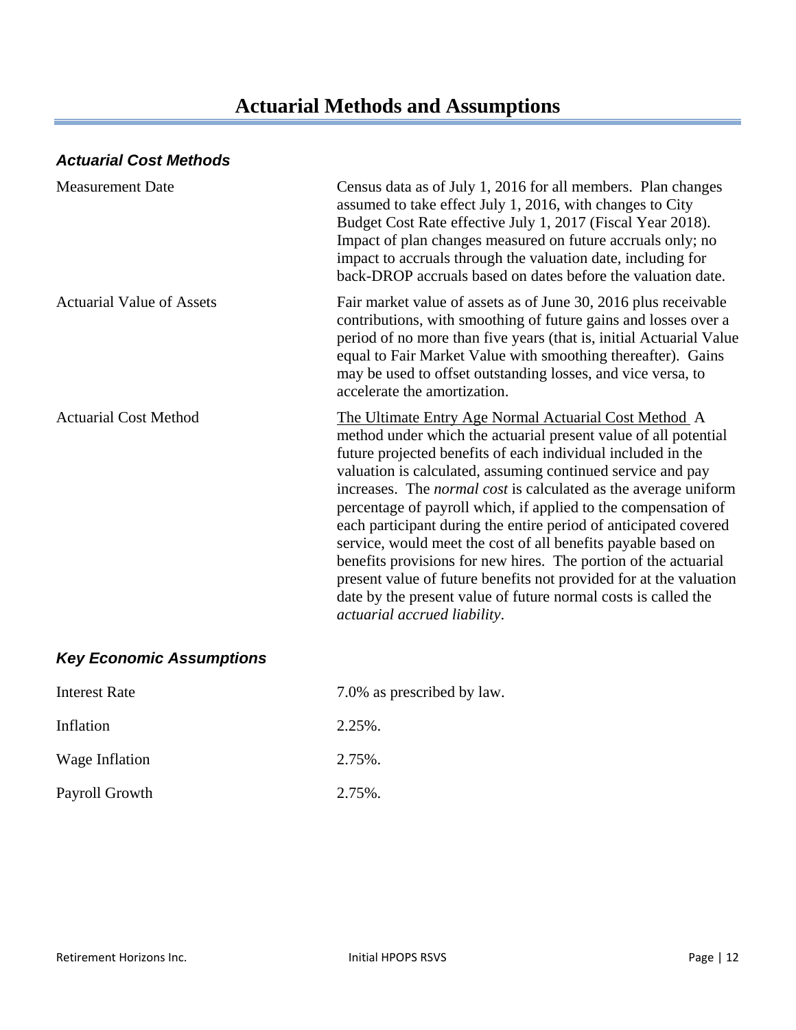# Actuarial Methods and Assumptions

## *Actuarial Cost Methods*

| | |
|---|---|
| Measurement Date | Census data as of July 1, 2016 for all members. Plan changes assumed to take effect July 1, 2016, with changes to City Budget Cost Rate effective July 1, 2017 (Fiscal Year 2018). Impact of plan changes measured on future accruals only; no impact to accruals through the valuation date, including for back-DROP accruals based on dates before the valuation date. |
| Actuarial Value of Assets | Fair market value of assets as of June 30, 2016 plus receivable contributions, with smoothing of future gains and losses over a period of no more than five years (that is, initial Actuarial Value equal to Fair Market Value with smoothing thereafter). Gains may be used to offset outstanding losses, and vice versa, to accelerate the amortization. |
| Actuarial Cost Method | The Ultimate Entry Age Normal Actuarial Cost Method A method under which the actuarial present value of all potential future projected benefits of each individual included in the valuation is calculated, assuming continued service and pay increases. The *normal cost* is calculated as the average uniform percentage of payroll which, if applied to the compensation of each participant during the entire period of anticipated covered service, would meet the cost of all benefits payable based on benefits provisions for new hires. The portion of the actuarial present value of future benefits not provided for at the valuation date by the present value of future normal costs is called the *actuarial accrued liability*. |

## *Key Economic Assumptions*

| | |
|---|---|
| Interest Rate | 7.0% as prescribed by law. |
| Inflation | 2.25%. |
| Wage Inflation | 2.75%. |
| Payroll Growth | 2.75%. |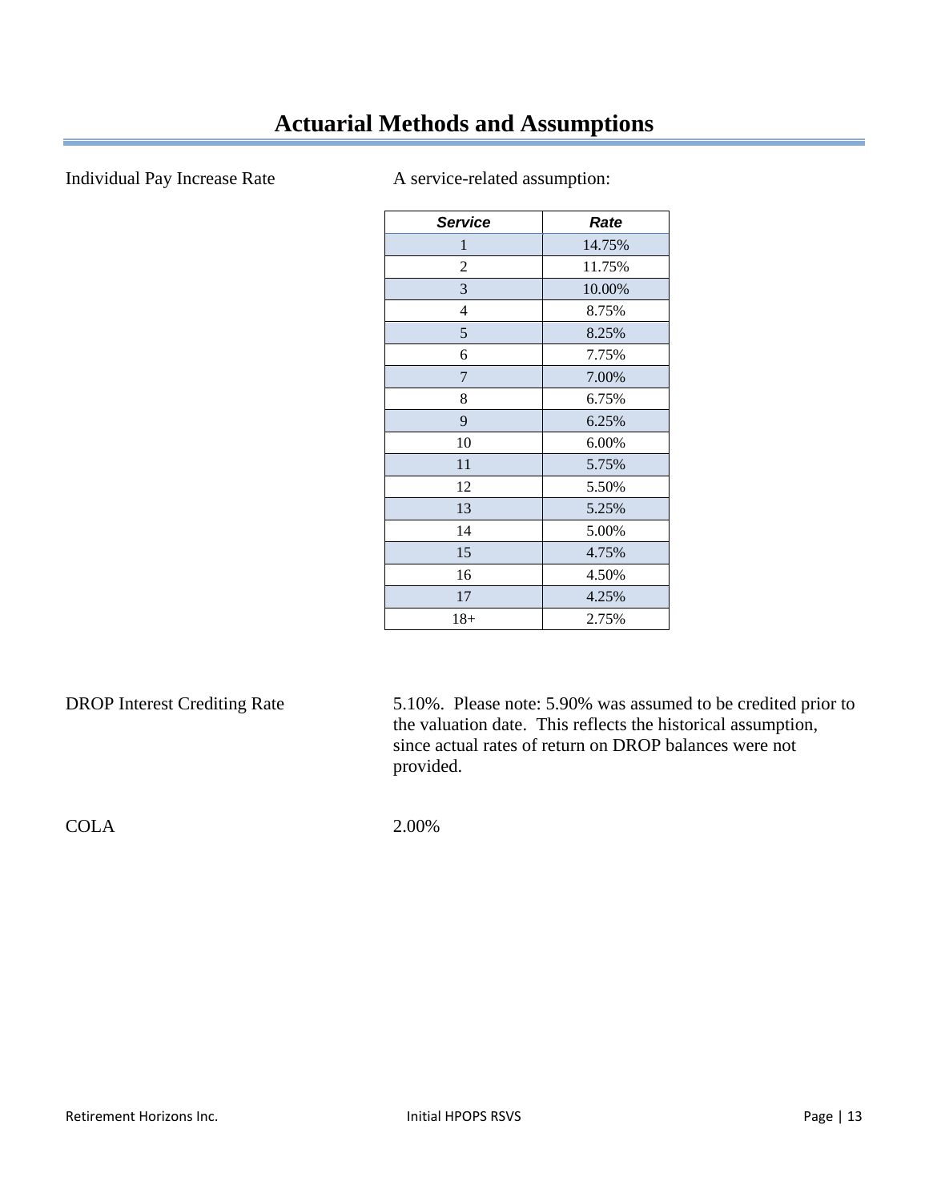# Actuarial Methods and Assumptions

Individual Pay Increase Rate

A service-related assumption:

| Service | Rate |
|---|---|
| 1 | 14.75% |
| 2 | 11.75% |
| 3 | 10.00% |
| 4 | 8.75% |
| 5 | 8.25% |
| 6 | 7.75% |
| 7 | 7.00% |
| 8 | 6.75% |
| 9 | 6.25% |
| 10 | 6.00% |
| 11 | 5.75% |
| 12 | 5.50% |
| 13 | 5.25% |
| 14 | 5.00% |
| 15 | 4.75% |
| 16 | 4.50% |
| 17 | 4.25% |
| 18+ | 2.75% |

DROP Interest Crediting Rate

5.10%. Please note: 5.90% was assumed to be credited prior to the valuation date. This reflects the historical assumption, since actual rates of return on DROP balances were not provided.

COLA

2.00%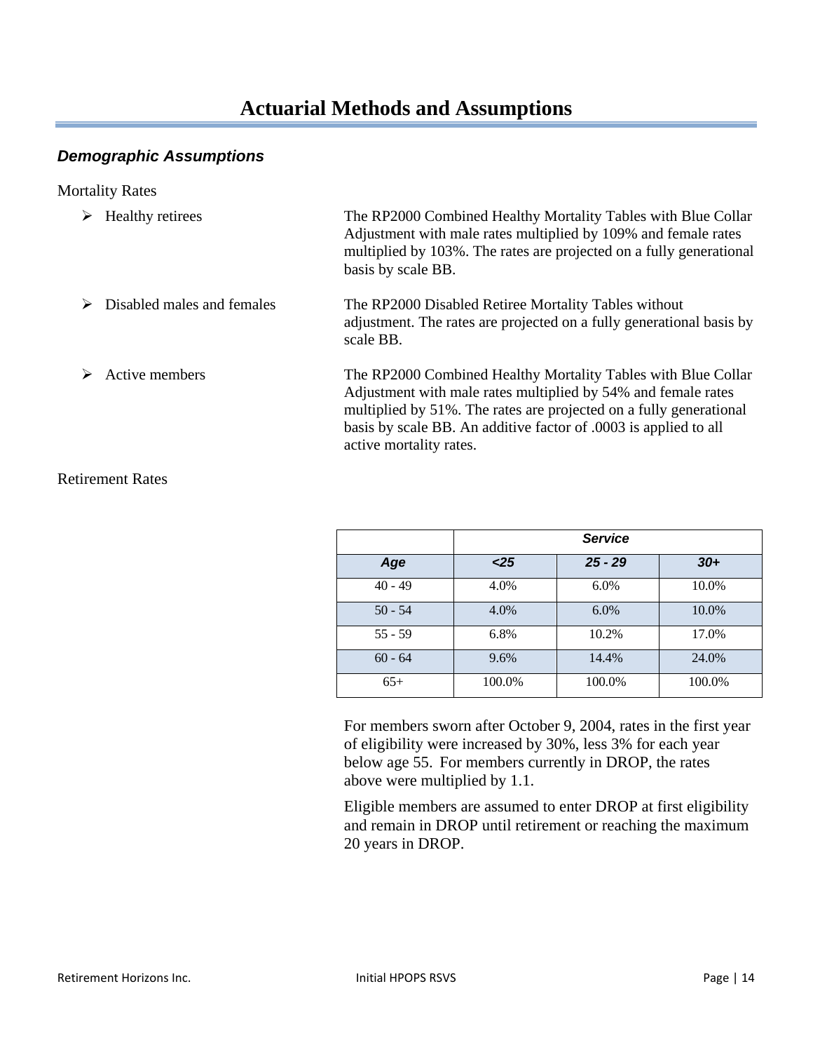# Actuarial Methods and Assumptions

## *Demographic Assumptions*

Mortality Rates

- Healthy retirees — The RP2000 Combined Healthy Mortality Tables with Blue Collar Adjustment with male rates multiplied by 109% and female rates multiplied by 103%. The rates are projected on a fully generational basis by scale BB.

- Disabled males and females — The RP2000 Disabled Retiree Mortality Tables without adjustment. The rates are projected on a fully generational basis by scale BB.

- Active members — The RP2000 Combined Healthy Mortality Tables with Blue Collar Adjustment with male rates multiplied by 54% and female rates multiplied by 51%. The rates are projected on a fully generational basis by scale BB. An additive factor of .0003 is applied to all active mortality rates.

Retirement Rates

| | ***Service*** | | |
|---|---|---|---|
| ***Age*** | ***<25*** | ***25 - 29*** | ***30+*** |
| 40 - 49 | 4.0% | 6.0% | 10.0% |
| 50 - 54 | 4.0% | 6.0% | 10.0% |
| 55 - 59 | 6.8% | 10.2% | 17.0% |
| 60 - 64 | 9.6% | 14.4% | 24.0% |
| 65+ | 100.0% | 100.0% | 100.0% |

For members sworn after October 9, 2004, rates in the first year of eligibility were increased by 30%, less 3% for each year below age 55. For members currently in DROP, the rates above were multiplied by 1.1.

Eligible members are assumed to enter DROP at first eligibility and remain in DROP until retirement or reaching the maximum 20 years in DROP.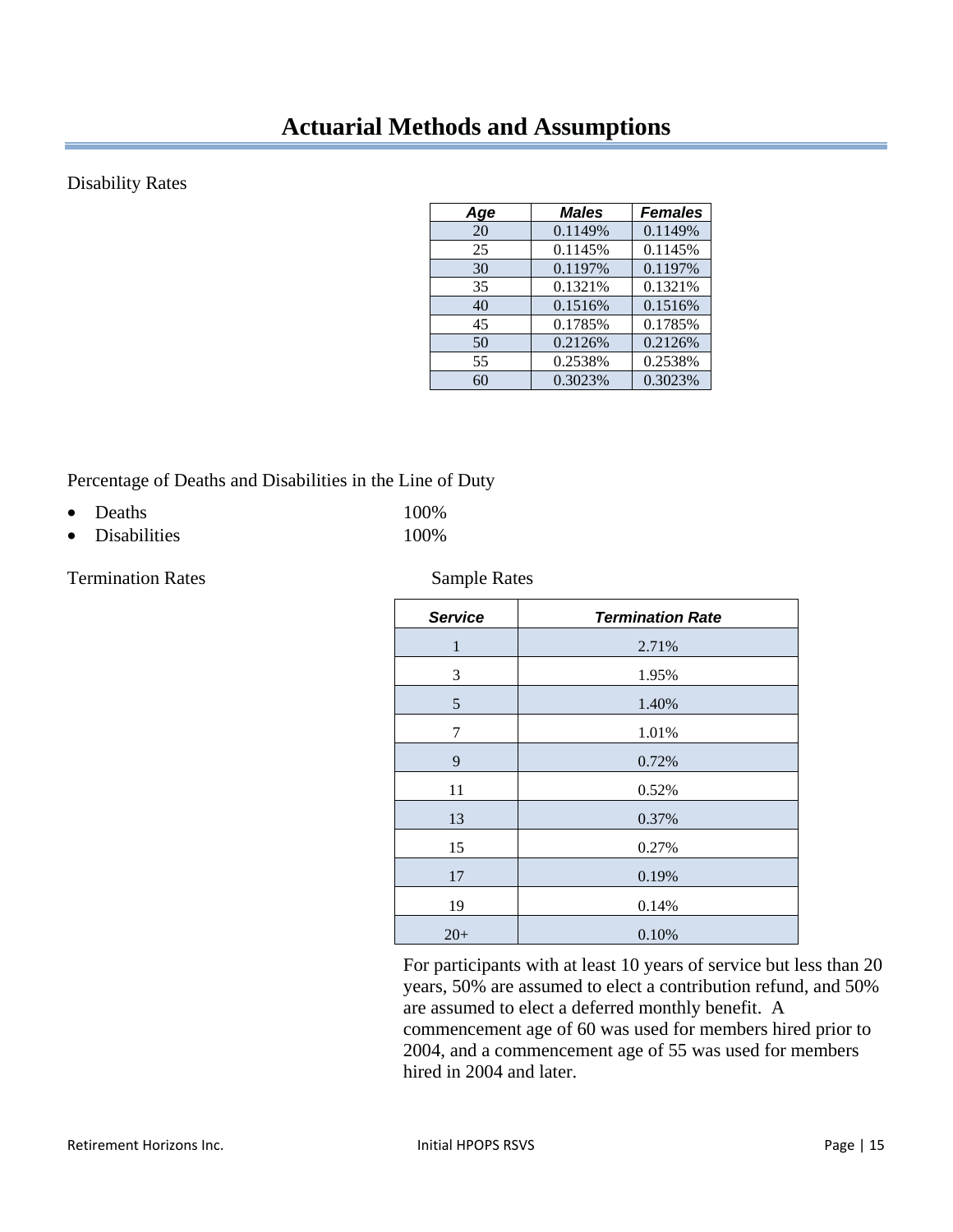# Actuarial Methods and Assumptions

Disability Rates

| Age | Males | Females |
|---|---|---|
| 20 | 0.1149% | 0.1149% |
| 25 | 0.1145% | 0.1145% |
| 30 | 0.1197% | 0.1197% |
| 35 | 0.1321% | 0.1321% |
| 40 | 0.1516% | 0.1516% |
| 45 | 0.1785% | 0.1785% |
| 50 | 0.2126% | 0.2126% |
| 55 | 0.2538% | 0.2538% |
| 60 | 0.3023% | 0.3023% |

Percentage of Deaths and Disabilities in the Line of Duty

- Deaths 100%
- Disabilities 100%

Termination Rates

Sample Rates

| Service | Termination Rate |
|---|---|
| 1 | 2.71% |
| 3 | 1.95% |
| 5 | 1.40% |
| 7 | 1.01% |
| 9 | 0.72% |
| 11 | 0.52% |
| 13 | 0.37% |
| 15 | 0.27% |
| 17 | 0.19% |
| 19 | 0.14% |
| 20+ | 0.10% |

For participants with at least 10 years of service but less than 20 years, 50% are assumed to elect a contribution refund, and 50% are assumed to elect a deferred monthly benefit. A commencement age of 60 was used for members hired prior to 2004, and a commencement age of 55 was used for members hired in 2004 and later.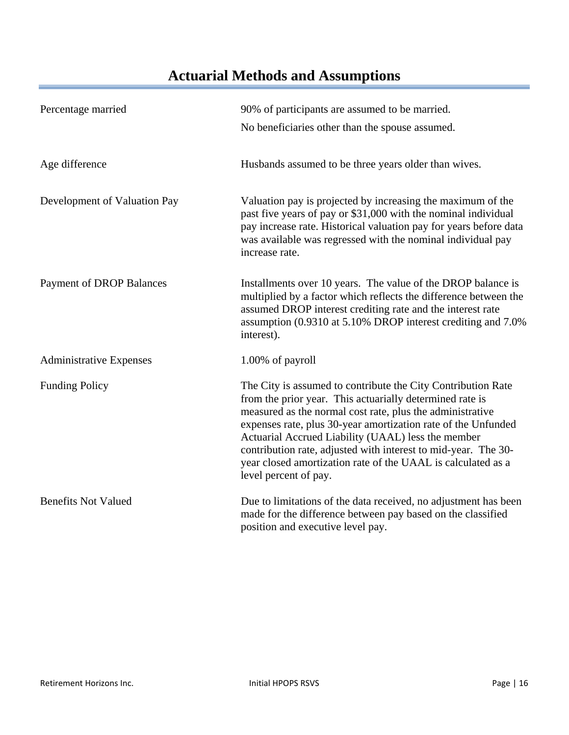# Actuarial Methods and Assumptions

| | |
|---|---|
| Percentage married | 90% of participants are assumed to be married. No beneficiaries other than the spouse assumed. |
| Age difference | Husbands assumed to be three years older than wives. |
| Development of Valuation Pay | Valuation pay is projected by increasing the maximum of the past five years of pay or $31,000 with the nominal individual pay increase rate. Historical valuation pay for years before data was available was regressed with the nominal individual pay increase rate. |
| Payment of DROP Balances | Installments over 10 years. The value of the DROP balance is multiplied by a factor which reflects the difference between the assumed DROP interest crediting rate and the interest rate assumption (0.9310 at 5.10% DROP interest crediting and 7.0% interest). |
| Administrative Expenses | 1.00% of payroll |
| Funding Policy | The City is assumed to contribute the City Contribution Rate from the prior year. This actuarially determined rate is measured as the normal cost rate, plus the administrative expenses rate, plus 30-year amortization rate of the Unfunded Actuarial Accrued Liability (UAAL) less the member contribution rate, adjusted with interest to mid-year. The 30-year closed amortization rate of the UAAL is calculated as a level percent of pay. |
| Benefits Not Valued | Due to limitations of the data received, no adjustment has been made for the difference between pay based on the classified position and executive level pay. |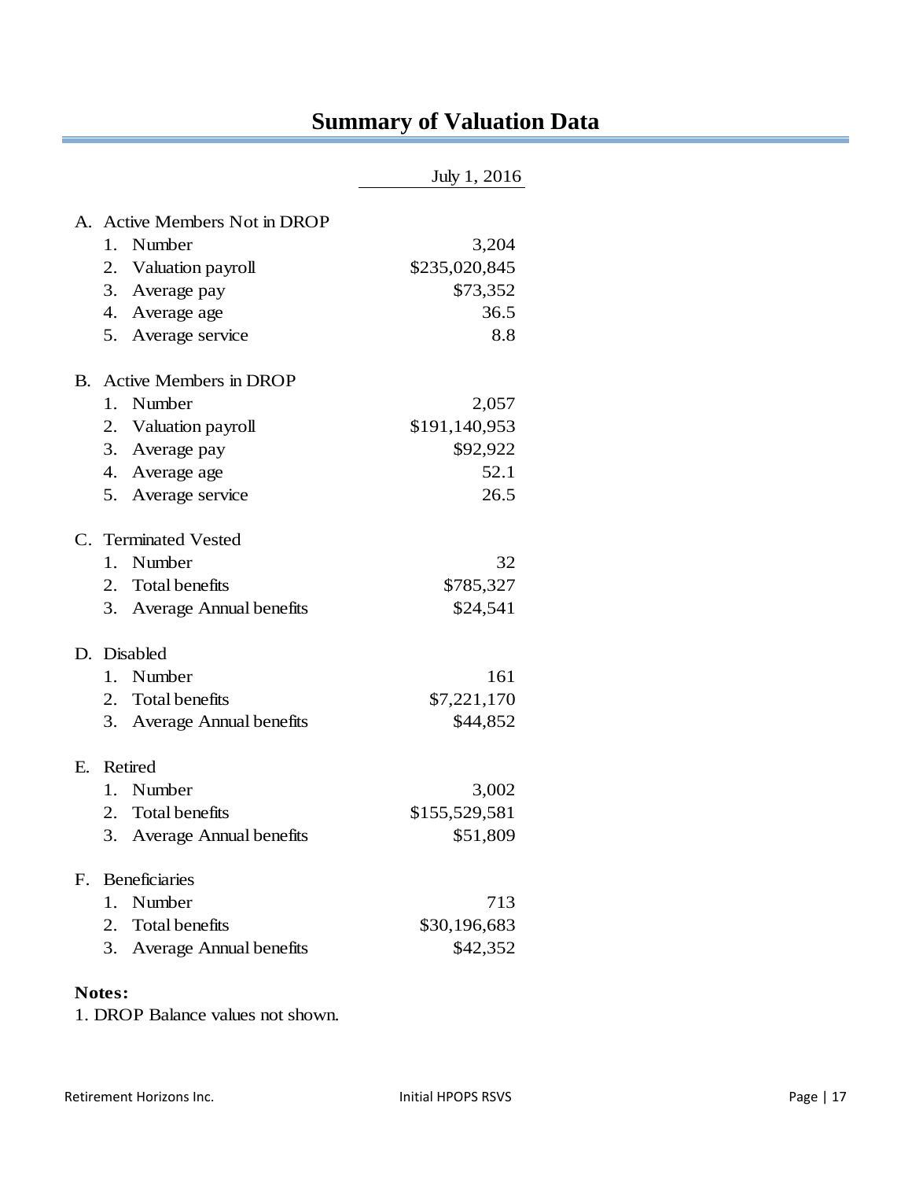# Summary of Valuation Data

| | July 1, 2016 |
|---|---|
| **A. Active Members Not in DROP** | |
| 1. Number | 3,204 |
| 2. Valuation payroll | $235,020,845 |
| 3. Average pay | $73,352 |
| 4. Average age | 36.5 |
| 5. Average service | 8.8 |
| **B. Active Members in DROP** | |
| 1. Number | 2,057 |
| 2. Valuation payroll | $191,140,953 |
| 3. Average pay | $92,922 |
| 4. Average age | 52.1 |
| 5. Average service | 26.5 |
| **C. Terminated Vested** | |
| 1. Number | 32 |
| 2. Total benefits | $785,327 |
| 3. Average Annual benefits | $24,541 |
| **D. Disabled** | |
| 1. Number | 161 |
| 2. Total benefits | $7,221,170 |
| 3. Average Annual benefits | $44,852 |
| **E. Retired** | |
| 1. Number | 3,002 |
| 2. Total benefits | $155,529,581 |
| 3. Average Annual benefits | $51,809 |
| **F. Beneficiaries** | |
| 1. Number | 713 |
| 2. Total benefits | $30,196,683 |
| 3. Average Annual benefits | $42,352 |

**Notes:**

1. DROP Balance values not shown.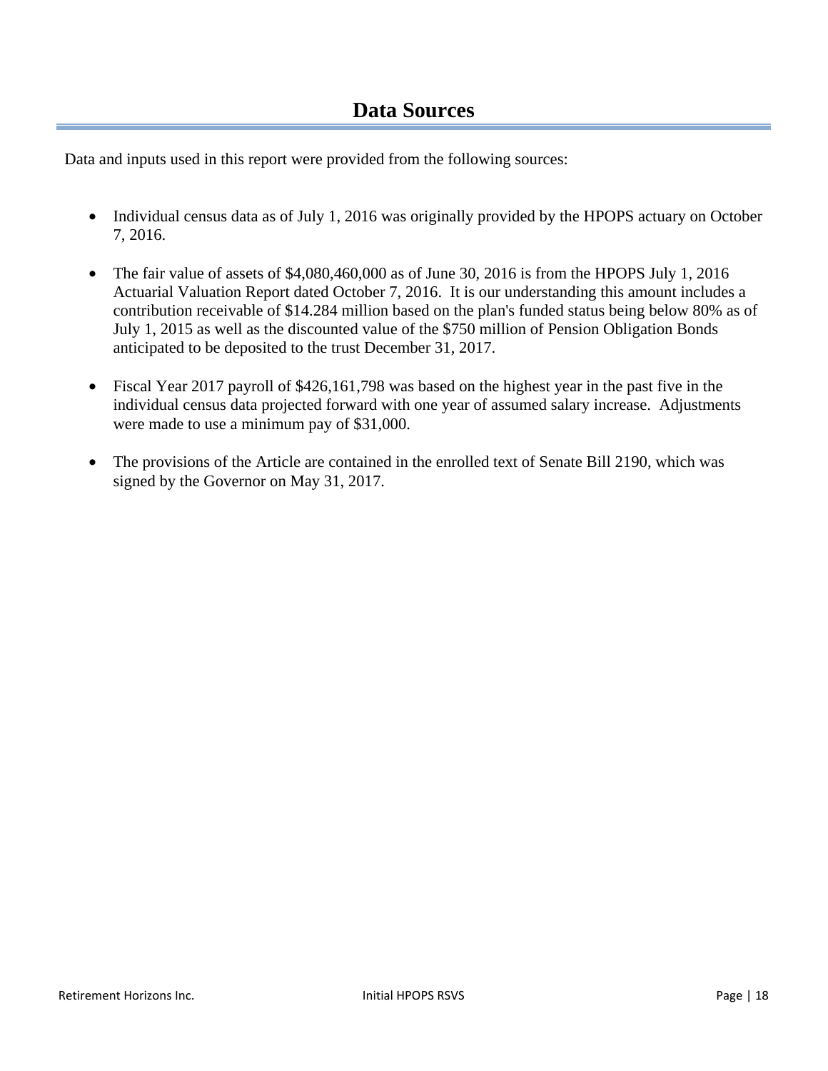# Data Sources

Data and inputs used in this report were provided from the following sources:

- Individual census data as of July 1, 2016 was originally provided by the HPOPS actuary on October 7, 2016.

- The fair value of assets of $4,080,460,000 as of June 30, 2016 is from the HPOPS July 1, 2016 Actuarial Valuation Report dated October 7, 2016. It is our understanding this amount includes a contribution receivable of $14.284 million based on the plan's funded status being below 80% as of July 1, 2015 as well as the discounted value of the $750 million of Pension Obligation Bonds anticipated to be deposited to the trust December 31, 2017.

- Fiscal Year 2017 payroll of $426,161,798 was based on the highest year in the past five in the individual census data projected forward with one year of assumed salary increase. Adjustments were made to use a minimum pay of $31,000.

- The provisions of the Article are contained in the enrolled text of Senate Bill 2190, which was signed by the Governor on May 31, 2017.